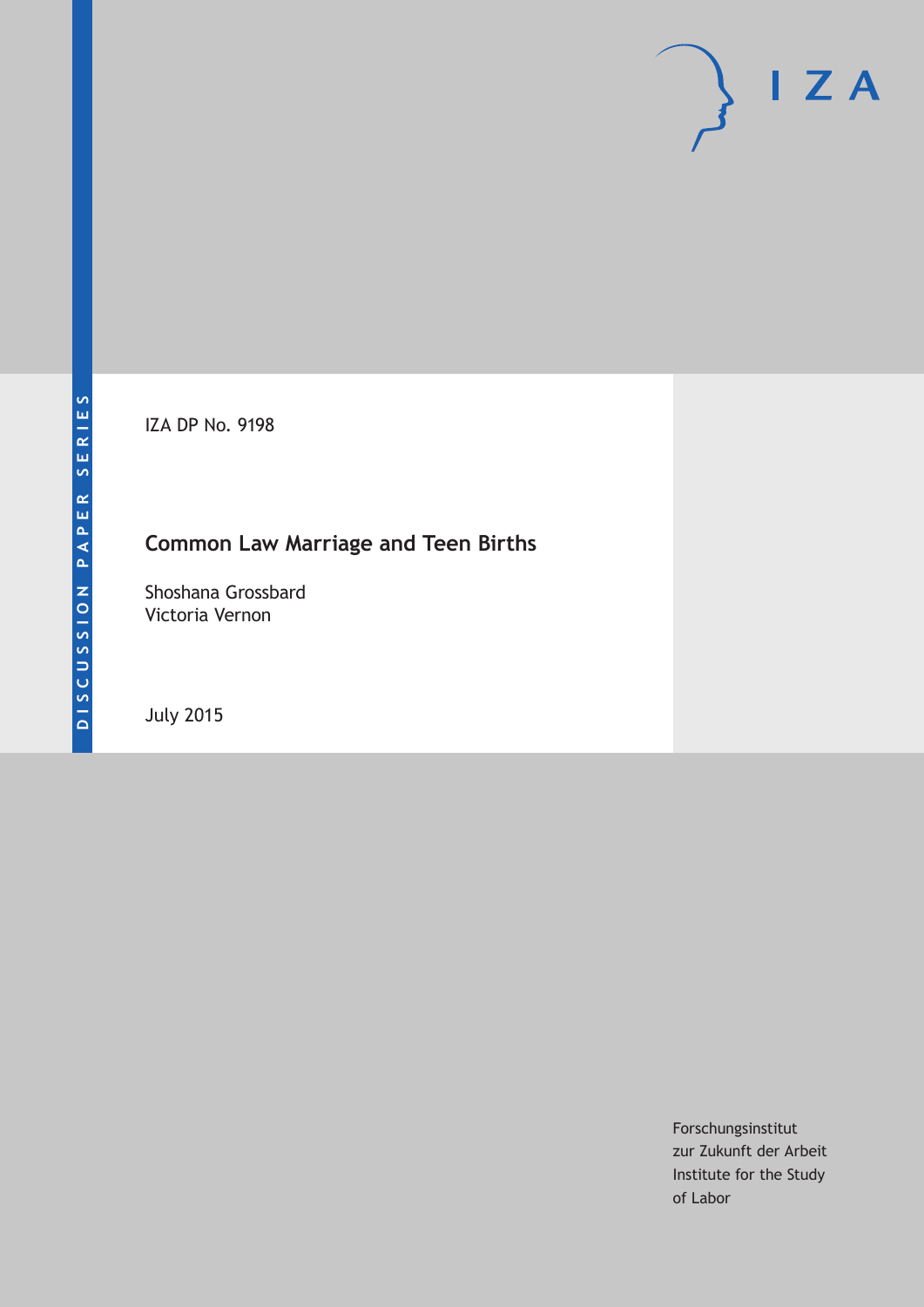DISCUSSION PAPER SERIES

IZA DP No. 9198

# Common Law Marriage and Teen Births

Shoshana Grossbard
Victoria Vernon

July 2015

Forschungsinstitut
zur Zukunft der Arbeit
Institute for the Study
of Labor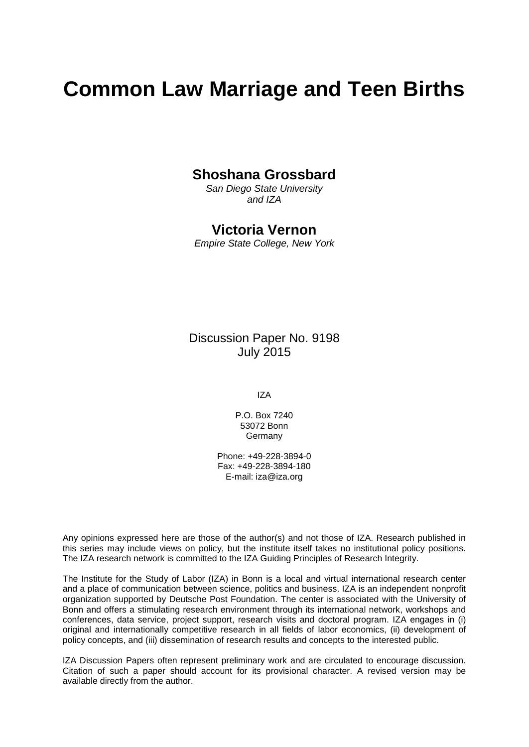# Common Law Marriage and Teen Births

**Shoshana Grossbard**

*San Diego State University and IZA*

**Victoria Vernon**

*Empire State College, New York*

Discussion Paper No. 9198
July 2015

IZA

P.O. Box 7240
53072 Bonn
Germany

Phone: +49-228-3894-0
Fax: +49-228-3894-180
E-mail: iza@iza.org

Any opinions expressed here are those of the author(s) and not those of IZA. Research published in this series may include views on policy, but the institute itself takes no institutional policy positions. The IZA research network is committed to the IZA Guiding Principles of Research Integrity.

The Institute for the Study of Labor (IZA) in Bonn is a local and virtual international research center and a place of communication between science, politics and business. IZA is an independent nonprofit organization supported by Deutsche Post Foundation. The center is associated with the University of Bonn and offers a stimulating research environment through its international network, workshops and conferences, data service, project support, research visits and doctoral program. IZA engages in (i) original and internationally competitive research in all fields of labor economics, (ii) development of policy concepts, and (iii) dissemination of research results and concepts to the interested public.

IZA Discussion Papers often represent preliminary work and are circulated to encourage discussion. Citation of such a paper should account for its provisional character. A revised version may be available directly from the author.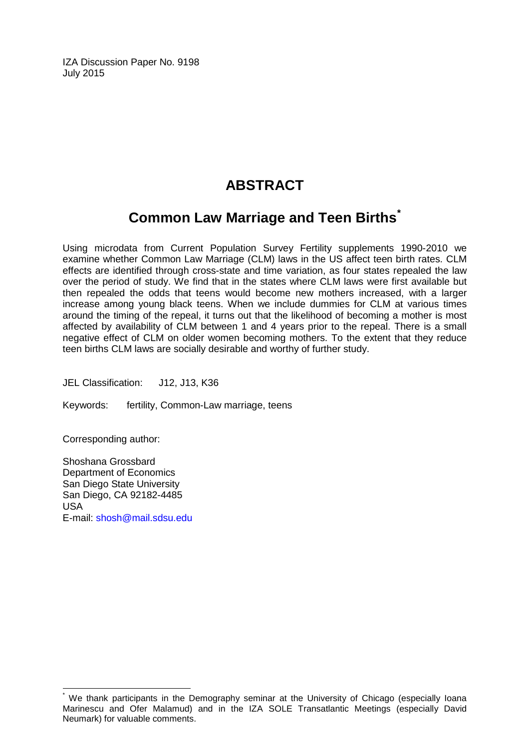IZA Discussion Paper No. 9198
July 2015

# ABSTRACT

## Common Law Marriage and Teen Births[*]

Using microdata from Current Population Survey Fertility supplements 1990-2010 we examine whether Common Law Marriage (CLM) laws in the US affect teen birth rates. CLM effects are identified through cross-state and time variation, as four states repealed the law over the period of study. We find that in the states where CLM laws were first available but then repealed the odds that teens would become new mothers increased, with a larger increase among young black teens. When we include dummies for CLM at various times around the timing of the repeal, it turns out that the likelihood of becoming a mother is most affected by availability of CLM between 1 and 4 years prior to the repeal. There is a small negative effect of CLM on older women becoming mothers. To the extent that they reduce teen births CLM laws are socially desirable and worthy of further study.

JEL Classification: J12, J13, K36

Keywords: fertility, Common-Law marriage, teens

Corresponding author:

Shoshana Grossbard
Department of Economics
San Diego State University
San Diego, CA 92182-4485
USA
E-mail: shosh@mail.sdsu.edu

---

[*] We thank participants in the Demography seminar at the University of Chicago (especially Ioana Marinescu and Ofer Malamud) and in the IZA SOLE Transatlantic Meetings (especially David Neumark) for valuable comments.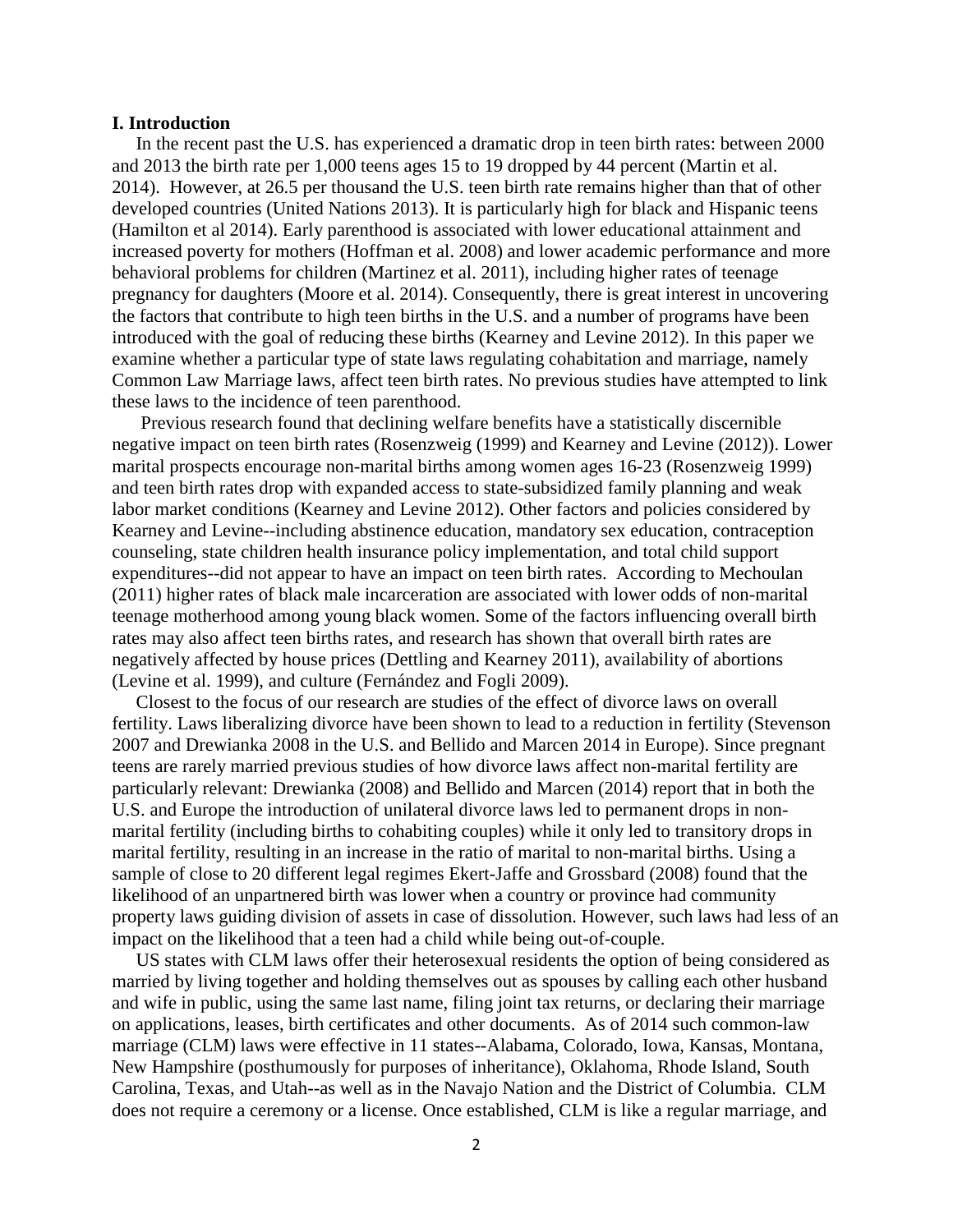## I. Introduction

In the recent past the U.S. has experienced a dramatic drop in teen birth rates: between 2000 and 2013 the birth rate per 1,000 teens ages 15 to 19 dropped by 44 percent (Martin et al. 2014). However, at 26.5 per thousand the U.S. teen birth rate remains higher than that of other developed countries (United Nations 2013). It is particularly high for black and Hispanic teens (Hamilton et al 2014). Early parenthood is associated with lower educational attainment and increased poverty for mothers (Hoffman et al. 2008) and lower academic performance and more behavioral problems for children (Martinez et al. 2011), including higher rates of teenage pregnancy for daughters (Moore et al. 2014). Consequently, there is great interest in uncovering the factors that contribute to high teen births in the U.S. and a number of programs have been introduced with the goal of reducing these births (Kearney and Levine 2012). In this paper we examine whether a particular type of state laws regulating cohabitation and marriage, namely Common Law Marriage laws, affect teen birth rates. No previous studies have attempted to link these laws to the incidence of teen parenthood.

Previous research found that declining welfare benefits have a statistically discernible negative impact on teen birth rates (Rosenzweig (1999) and Kearney and Levine (2012)). Lower marital prospects encourage non-marital births among women ages 16-23 (Rosenzweig 1999) and teen birth rates drop with expanded access to state-subsidized family planning and weak labor market conditions (Kearney and Levine 2012). Other factors and policies considered by Kearney and Levine--including abstinence education, mandatory sex education, contraception counseling, state children health insurance policy implementation, and total child support expenditures--did not appear to have an impact on teen birth rates. According to Mechoulan (2011) higher rates of black male incarceration are associated with lower odds of non-marital teenage motherhood among young black women. Some of the factors influencing overall birth rates may also affect teen births rates, and research has shown that overall birth rates are negatively affected by house prices (Dettling and Kearney 2011), availability of abortions (Levine et al. 1999), and culture (Fernández and Fogli 2009).

Closest to the focus of our research are studies of the effect of divorce laws on overall fertility. Laws liberalizing divorce have been shown to lead to a reduction in fertility (Stevenson 2007 and Drewianka 2008 in the U.S. and Bellido and Marcen 2014 in Europe). Since pregnant teens are rarely married previous studies of how divorce laws affect non-marital fertility are particularly relevant: Drewianka (2008) and Bellido and Marcen (2014) report that in both the U.S. and Europe the introduction of unilateral divorce laws led to permanent drops in non-marital fertility (including births to cohabiting couples) while it only led to transitory drops in marital fertility, resulting in an increase in the ratio of marital to non-marital births. Using a sample of close to 20 different legal regimes Ekert-Jaffe and Grossbard (2008) found that the likelihood of an unpartnered birth was lower when a country or province had community property laws guiding division of assets in case of dissolution. However, such laws had less of an impact on the likelihood that a teen had a child while being out-of-couple.

US states with CLM laws offer their heterosexual residents the option of being considered as married by living together and holding themselves out as spouses by calling each other husband and wife in public, using the same last name, filing joint tax returns, or declaring their marriage on applications, leases, birth certificates and other documents. As of 2014 such common-law marriage (CLM) laws were effective in 11 states--Alabama, Colorado, Iowa, Kansas, Montana, New Hampshire (posthumously for purposes of inheritance), Oklahoma, Rhode Island, South Carolina, Texas, and Utah--as well as in the Navajo Nation and the District of Columbia. CLM does not require a ceremony or a license. Once established, CLM is like a regular marriage, and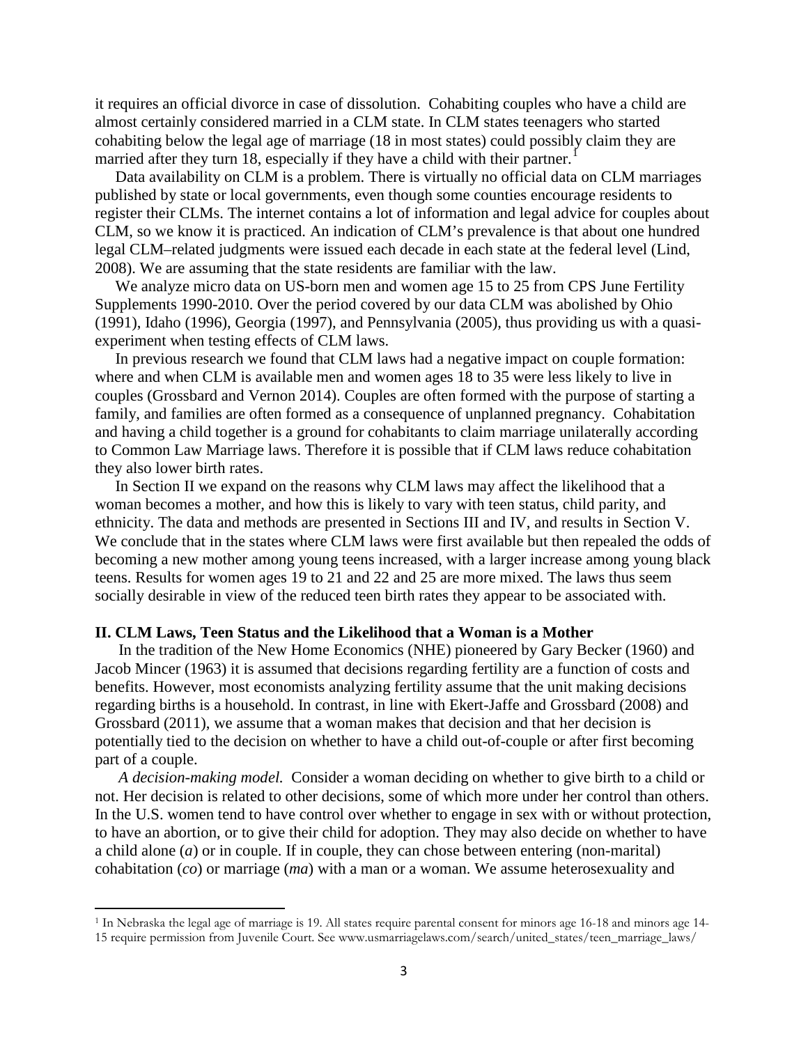it requires an official divorce in case of dissolution. Cohabiting couples who have a child are almost certainly considered married in a CLM state. In CLM states teenagers who started cohabiting below the legal age of marriage (18 in most states) could possibly claim they are married after they turn 18, especially if they have a child with their partner.[1]

Data availability on CLM is a problem. There is virtually no official data on CLM marriages published by state or local governments, even though some counties encourage residents to register their CLMs. The internet contains a lot of information and legal advice for couples about CLM, so we know it is practiced. An indication of CLM's prevalence is that about one hundred legal CLM–related judgments were issued each decade in each state at the federal level (Lind, 2008). We are assuming that the state residents are familiar with the law.

We analyze micro data on US-born men and women age 15 to 25 from CPS June Fertility Supplements 1990-2010. Over the period covered by our data CLM was abolished by Ohio (1991), Idaho (1996), Georgia (1997), and Pennsylvania (2005), thus providing us with a quasi-experiment when testing effects of CLM laws.

In previous research we found that CLM laws had a negative impact on couple formation: where and when CLM is available men and women ages 18 to 35 were less likely to live in couples (Grossbard and Vernon 2014). Couples are often formed with the purpose of starting a family, and families are often formed as a consequence of unplanned pregnancy. Cohabitation and having a child together is a ground for cohabitants to claim marriage unilaterally according to Common Law Marriage laws. Therefore it is possible that if CLM laws reduce cohabitation they also lower birth rates.

In Section II we expand on the reasons why CLM laws may affect the likelihood that a woman becomes a mother, and how this is likely to vary with teen status, child parity, and ethnicity. The data and methods are presented in Sections III and IV, and results in Section V. We conclude that in the states where CLM laws were first available but then repealed the odds of becoming a new mother among young teens increased, with a larger increase among young black teens. Results for women ages 19 to 21 and 22 and 25 are more mixed. The laws thus seem socially desirable in view of the reduced teen birth rates they appear to be associated with.

## II. CLM Laws, Teen Status and the Likelihood that a Woman is a Mother

In the tradition of the New Home Economics (NHE) pioneered by Gary Becker (1960) and Jacob Mincer (1963) it is assumed that decisions regarding fertility are a function of costs and benefits. However, most economists analyzing fertility assume that the unit making decisions regarding births is a household. In contrast, in line with Ekert-Jaffe and Grossbard (2008) and Grossbard (2011), we assume that a woman makes that decision and that her decision is potentially tied to the decision on whether to have a child out-of-couple or after first becoming part of a couple.

*A decision-making model.* Consider a woman deciding on whether to give birth to a child or not. Her decision is related to other decisions, some of which more under her control than others. In the U.S. women tend to have control over whether to engage in sex with or without protection, to have an abortion, or to give their child for adoption. They may also decide on whether to have a child alone (*a*) or in couple. If in couple, they can chose between entering (non-marital) cohabitation (*co*) or marriage (*ma*) with a man or a woman. We assume heterosexuality and

---

[1] In Nebraska the legal age of marriage is 19. All states require parental consent for minors age 16-18 and minors age 14-15 require permission from Juvenile Court. See www.usmarriagelaws.com/search/united_states/teen_marriage_laws/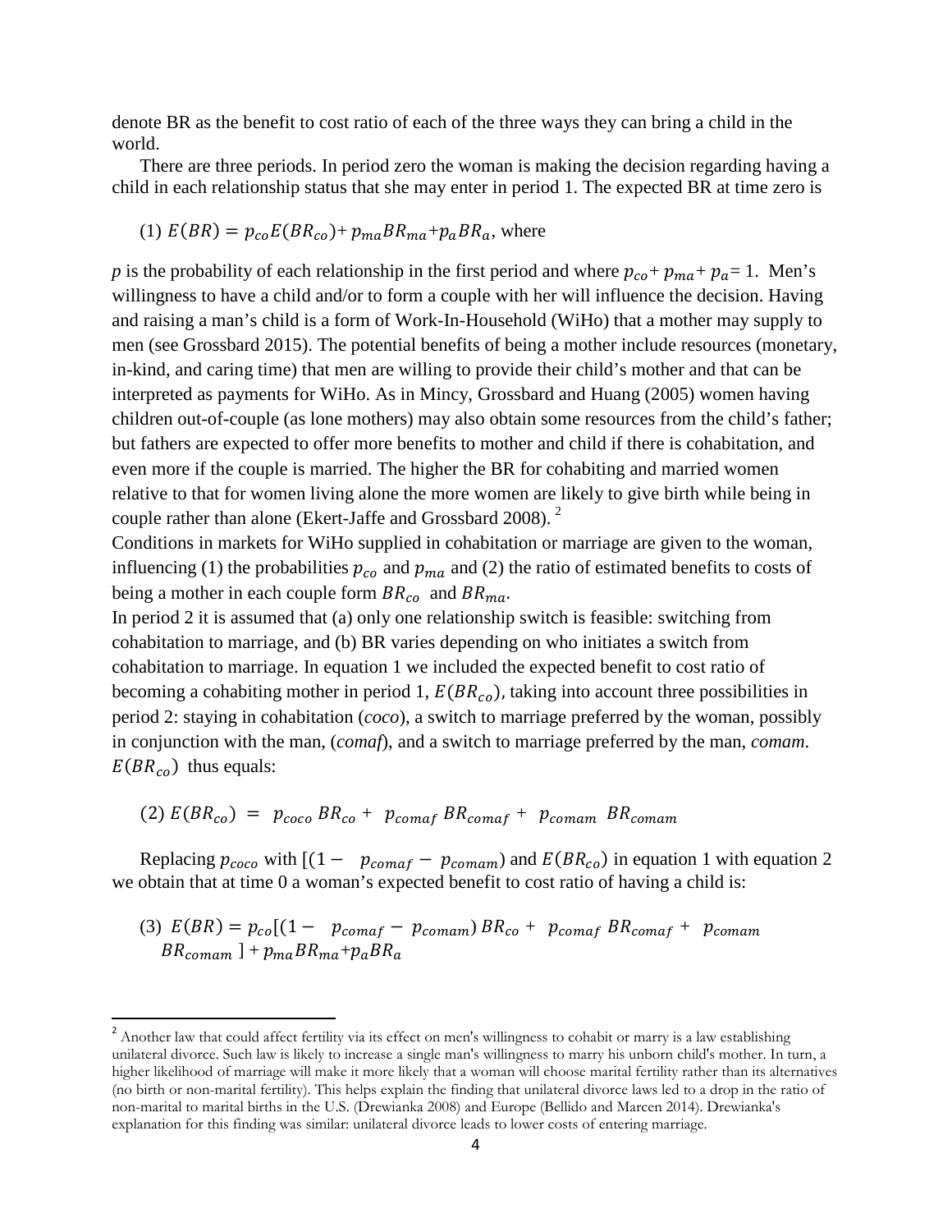denote BR as the benefit to cost ratio of each of the three ways they can bring a child in the world.

There are three periods. In period zero the woman is making the decision regarding having a child in each relationship status that she may enter in period 1. The expected BR at time zero is

(1) $E(BR) = p_{co}E(BR_{co}) + p_{ma}BR_{ma} + p_a BR_a$, where

*p* is the probability of each relationship in the first period and where $p_{co} + p_{ma} + p_a = 1$. Men's willingness to have a child and/or to form a couple with her will influence the decision. Having and raising a man's child is a form of Work-In-Household (WiHo) that a mother may supply to men (see Grossbard 2015). The potential benefits of being a mother include resources (monetary, in-kind, and caring time) that men are willing to provide their child's mother and that can be interpreted as payments for WiHo. As in Mincy, Grossbard and Huang (2005) women having children out-of-couple (as lone mothers) may also obtain some resources from the child's father; but fathers are expected to offer more benefits to mother and child if there is cohabitation, and even more if the couple is married. The higher the BR for cohabiting and married women relative to that for women living alone the more women are likely to give birth while being in couple rather than alone (Ekert-Jaffe and Grossbard 2008). [2]

Conditions in markets for WiHo supplied in cohabitation or marriage are given to the woman, influencing (1) the probabilities $p_{co}$ and $p_{ma}$ and (2) the ratio of estimated benefits to costs of being a mother in each couple form $BR_{co}$ and $BR_{ma}$.

In period 2 it is assumed that (a) only one relationship switch is feasible: switching from cohabitation to marriage, and (b) BR varies depending on who initiates a switch from cohabitation to marriage. In equation 1 we included the expected benefit to cost ratio of becoming a cohabiting mother in period 1, $E(BR_{co})$, taking into account three possibilities in period 2: staying in cohabitation (*coco*), a switch to marriage preferred by the woman, possibly in conjunction with the man, (*comaf*), and a switch to marriage preferred by the man, *comam*. $E(BR_{co})$ thus equals:

$$(2)\; E(BR_{co}) = p_{coco}\, BR_{co} + p_{comaf}\, BR_{comaf} + p_{comam}\, BR_{comam}$$

Replacing $p_{coco}$ with $[(1 - p_{comaf} - p_{comam})$ and $E(BR_{co})$ in equation 1 with equation 2 we obtain that at time 0 a woman's expected benefit to cost ratio of having a child is:

$$(3)\; E(BR) = p_{co}[(1 - p_{comaf} - p_{comam})\, BR_{co} + p_{comaf}\, BR_{comaf} + p_{comam}\, BR_{comam}\,] + p_{ma}BR_{ma} + p_a BR_a$$

[2] Another law that could affect fertility via its effect on men's willingness to cohabit or marry is a law establishing unilateral divorce. Such law is likely to increase a single man's willingness to marry his unborn child's mother. In turn, a higher likelihood of marriage will make it more likely that a woman will choose marital fertility rather than its alternatives (no birth or non-marital fertility). This helps explain the finding that unilateral divorce laws led to a drop in the ratio of non-marital to marital births in the U.S. (Drewianka 2008) and Europe (Bellido and Marcen 2014). Drewianka's explanation for this finding was similar: unilateral divorce leads to lower costs of entering marriage.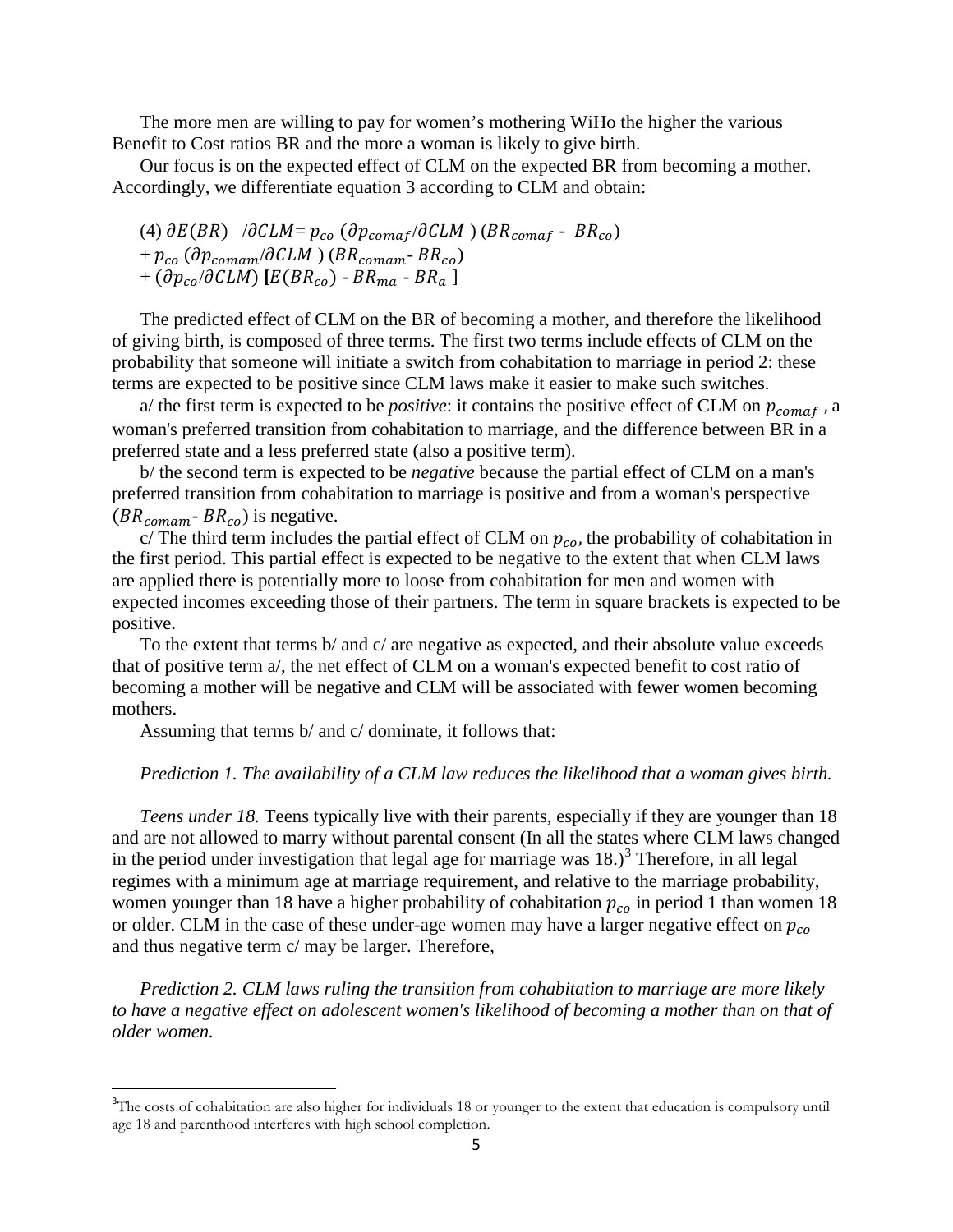The more men are willing to pay for women's mothering WiHo the higher the various Benefit to Cost ratios BR and the more a woman is likely to give birth.

Our focus is on the expected effect of CLM on the expected BR from becoming a mother. Accordingly, we differentiate equation 3 according to CLM and obtain:

$$
\begin{aligned}
(4)\ \partial E(BR)\ /\partial CLM &= p_{co}\ (\partial p_{comaf}/\partial CLM\ )\ (BR_{comaf} - BR_{co}) \\
&+ p_{co}\ (\partial p_{comam}/\partial CLM\ )\ (BR_{comam} - BR_{co}) \\
&+ (\partial p_{co}/\partial CLM)\ [E(BR_{co}) - BR_{ma} - BR_{a}\ ]
\end{aligned}
$$

The predicted effect of CLM on the BR of becoming a mother, and therefore the likelihood of giving birth, is composed of three terms. The first two terms include effects of CLM on the probability that someone will initiate a switch from cohabitation to marriage in period 2: these terms are expected to be positive since CLM laws make it easier to make such switches.

a/ the first term is expected to be *positive*: it contains the positive effect of CLM on $p_{comaf}$, a woman's preferred transition from cohabitation to marriage, and the difference between BR in a preferred state and a less preferred state (also a positive term).

b/ the second term is expected to be *negative* because the partial effect of CLM on a man's preferred transition from cohabitation to marriage is positive and from a woman's perspective ($BR_{comam}$ - $BR_{co}$) is negative.

c/ The third term includes the partial effect of CLM on $p_{co}$, the probability of cohabitation in the first period. This partial effect is expected to be negative to the extent that when CLM laws are applied there is potentially more to loose from cohabitation for men and women with expected incomes exceeding those of their partners. The term in square brackets is expected to be positive.

To the extent that terms b/ and c/ are negative as expected, and their absolute value exceeds that of positive term a/, the net effect of CLM on a woman's expected benefit to cost ratio of becoming a mother will be negative and CLM will be associated with fewer women becoming mothers.

Assuming that terms b/ and c/ dominate, it follows that:

*Prediction 1. The availability of a CLM law reduces the likelihood that a woman gives birth.*

*Teens under 18.* Teens typically live with their parents, especially if they are younger than 18 and are not allowed to marry without parental consent (In all the states where CLM laws changed in the period under investigation that legal age for marriage was 18.)[3] Therefore, in all legal regimes with a minimum age at marriage requirement, and relative to the marriage probability, women younger than 18 have a higher probability of cohabitation $p_{co}$ in period 1 than women 18 or older. CLM in the case of these under-age women may have a larger negative effect on $p_{co}$ and thus negative term c/ may be larger. Therefore,

*Prediction 2. CLM laws ruling the transition from cohabitation to marriage are more likely to have a negative effect on adolescent women's likelihood of becoming a mother than on that of older women.*

[3]The costs of cohabitation are also higher for individuals 18 or younger to the extent that education is compulsory until age 18 and parenthood interferes with high school completion.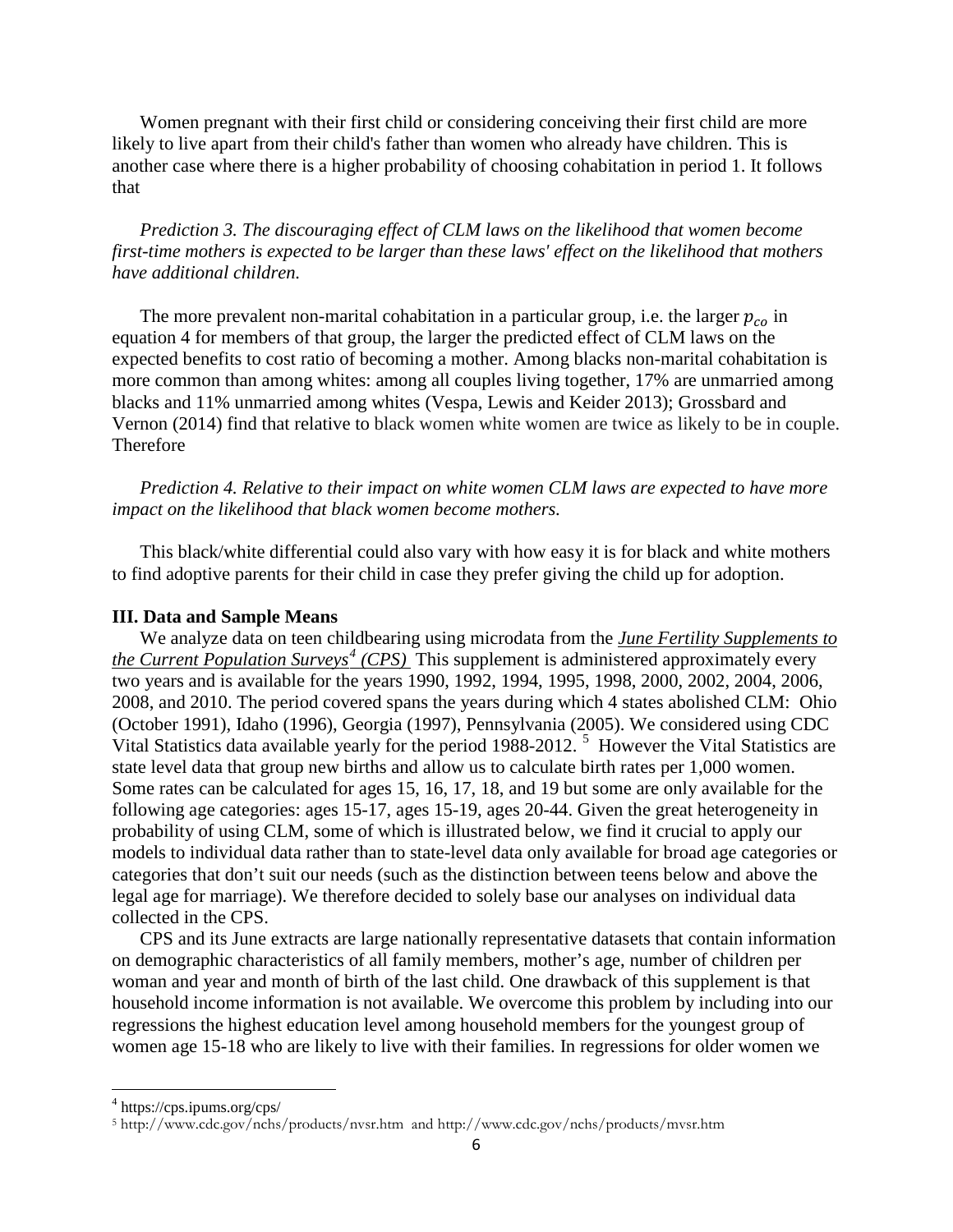Women pregnant with their first child or considering conceiving their first child are more likely to live apart from their child's father than women who already have children. This is another case where there is a higher probability of choosing cohabitation in period 1. It follows that

*Prediction 3. The discouraging effect of CLM laws on the likelihood that women become first-time mothers is expected to be larger than these laws' effect on the likelihood that mothers have additional children.*

The more prevalent non-marital cohabitation in a particular group, i.e. the larger $p_{co}$ in equation 4 for members of that group, the larger the predicted effect of CLM laws on the expected benefits to cost ratio of becoming a mother. Among blacks non-marital cohabitation is more common than among whites: among all couples living together, 17% are unmarried among blacks and 11% unmarried among whites (Vespa, Lewis and Keider 2013); Grossbard and Vernon (2014) find that relative to black women white women are twice as likely to be in couple. Therefore

*Prediction 4. Relative to their impact on white women CLM laws are expected to have more impact on the likelihood that black women become mothers.*

This black/white differential could also vary with how easy it is for black and white mothers to find adoptive parents for their child in case they prefer giving the child up for adoption.

## III. Data and Sample Means

We analyze data on teen childbearing using microdata from the *June Fertility Supplements to the Current Population Surveys[4] (CPS)* This supplement is administered approximately every two years and is available for the years 1990, 1992, 1994, 1995, 1998, 2000, 2002, 2004, 2006, 2008, and 2010. The period covered spans the years during which 4 states abolished CLM: Ohio (October 1991), Idaho (1996), Georgia (1997), Pennsylvania (2005). We considered using CDC Vital Statistics data available yearly for the period 1988-2012. [5] However the Vital Statistics are state level data that group new births and allow us to calculate birth rates per 1,000 women. Some rates can be calculated for ages 15, 16, 17, 18, and 19 but some are only available for the following age categories: ages 15-17, ages 15-19, ages 20-44. Given the great heterogeneity in probability of using CLM, some of which is illustrated below, we find it crucial to apply our models to individual data rather than to state-level data only available for broad age categories or categories that don't suit our needs (such as the distinction between teens below and above the legal age for marriage). We therefore decided to solely base our analyses on individual data collected in the CPS.

CPS and its June extracts are large nationally representative datasets that contain information on demographic characteristics of all family members, mother's age, number of children per woman and year and month of birth of the last child. One drawback of this supplement is that household income information is not available. We overcome this problem by including into our regressions the highest education level among household members for the youngest group of women age 15-18 who are likely to live with their families. In regressions for older women we

[4] https://cps.ipums.org/cps/

[5] http://www.cdc.gov/nchs/products/nvsr.htm and http://www.cdc.gov/nchs/products/mvsr.htm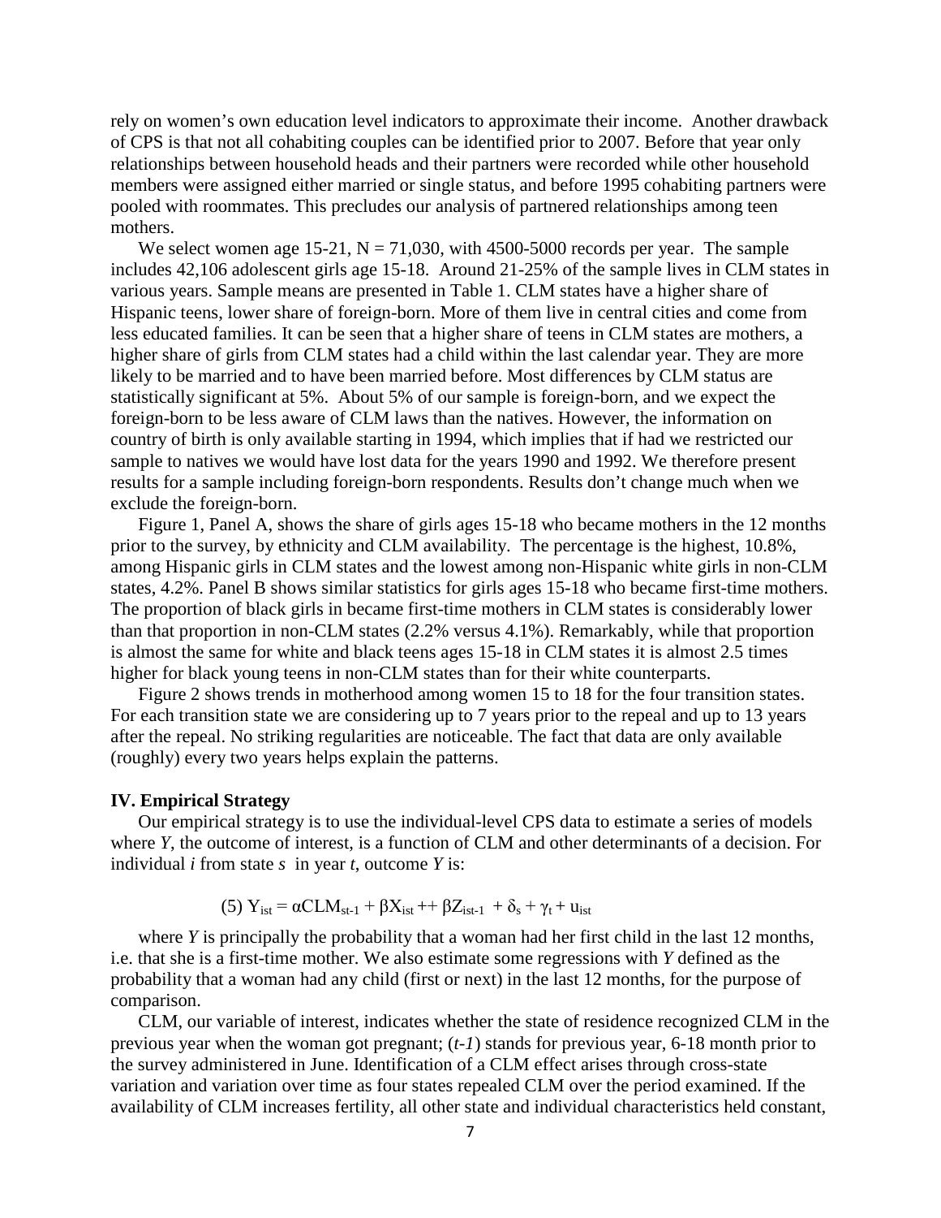rely on women's own education level indicators to approximate their income. Another drawback of CPS is that not all cohabiting couples can be identified prior to 2007. Before that year only relationships between household heads and their partners were recorded while other household members were assigned either married or single status, and before 1995 cohabiting partners were pooled with roommates. This precludes our analysis of partnered relationships among teen mothers.

We select women age 15-21, N = 71,030, with 4500-5000 records per year. The sample includes 42,106 adolescent girls age 15-18. Around 21-25% of the sample lives in CLM states in various years. Sample means are presented in Table 1. CLM states have a higher share of Hispanic teens, lower share of foreign-born. More of them live in central cities and come from less educated families. It can be seen that a higher share of teens in CLM states are mothers, a higher share of girls from CLM states had a child within the last calendar year. They are more likely to be married and to have been married before. Most differences by CLM status are statistically significant at 5%. About 5% of our sample is foreign-born, and we expect the foreign-born to be less aware of CLM laws than the natives. However, the information on country of birth is only available starting in 1994, which implies that if had we restricted our sample to natives we would have lost data for the years 1990 and 1992. We therefore present results for a sample including foreign-born respondents. Results don't change much when we exclude the foreign-born.

Figure 1, Panel A, shows the share of girls ages 15-18 who became mothers in the 12 months prior to the survey, by ethnicity and CLM availability. The percentage is the highest, 10.8%, among Hispanic girls in CLM states and the lowest among non-Hispanic white girls in non-CLM states, 4.2%. Panel B shows similar statistics for girls ages 15-18 who became first-time mothers. The proportion of black girls in became first-time mothers in CLM states is considerably lower than that proportion in non-CLM states (2.2% versus 4.1%). Remarkably, while that proportion is almost the same for white and black teens ages 15-18 in CLM states it is almost 2.5 times higher for black young teens in non-CLM states than for their white counterparts.

Figure 2 shows trends in motherhood among women 15 to 18 for the four transition states. For each transition state we are considering up to 7 years prior to the repeal and up to 13 years after the repeal. No striking regularities are noticeable. The fact that data are only available (roughly) every two years helps explain the patterns.

### IV. Empirical Strategy

Our empirical strategy is to use the individual-level CPS data to estimate a series of models where *Y*, the outcome of interest, is a function of CLM and other determinants of a decision. For individual *i* from state *s* in year *t*, outcome *Y* is:

$$(5)\ Y_{ist} = \alpha CLM_{st-1} + \beta X_{ist} ++ \beta Z_{ist-1} + \delta_s + \gamma_t + u_{ist}$$

where *Y* is principally the probability that a woman had her first child in the last 12 months, i.e. that she is a first-time mother. We also estimate some regressions with *Y* defined as the probability that a woman had any child (first or next) in the last 12 months, for the purpose of comparison.

CLM, our variable of interest, indicates whether the state of residence recognized CLM in the previous year when the woman got pregnant; (*t-1*) stands for previous year, 6-18 month prior to the survey administered in June. Identification of a CLM effect arises through cross-state variation and variation over time as four states repealed CLM over the period examined. If the availability of CLM increases fertility, all other state and individual characteristics held constant,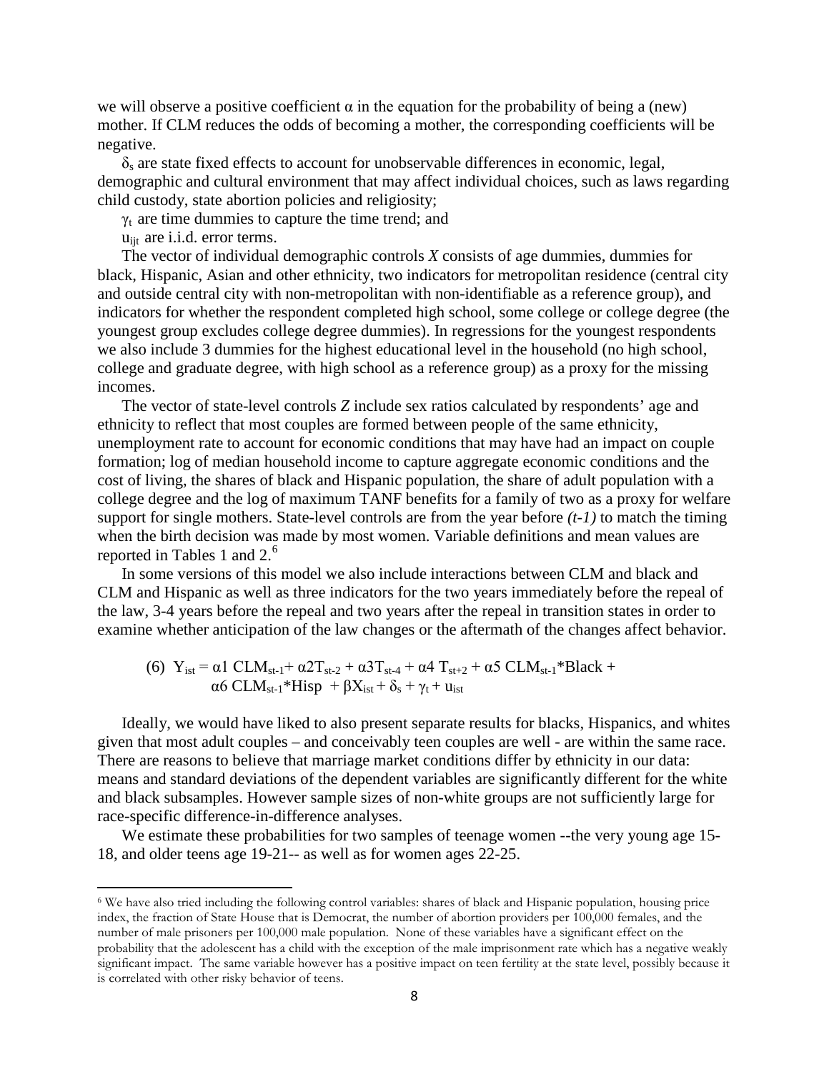we will observe a positive coefficient $\alpha$ in the equation for the probability of being a (new) mother. If CLM reduces the odds of becoming a mother, the corresponding coefficients will be negative.

$\delta_s$ are state fixed effects to account for unobservable differences in economic, legal, demographic and cultural environment that may affect individual choices, such as laws regarding child custody, state abortion policies and religiosity;

$\gamma_t$ are time dummies to capture the time trend; and

$u_{ijt}$ are i.i.d. error terms.

The vector of individual demographic controls *X* consists of age dummies, dummies for black, Hispanic, Asian and other ethnicity, two indicators for metropolitan residence (central city and outside central city with non-metropolitan with non-identifiable as a reference group), and indicators for whether the respondent completed high school, some college or college degree (the youngest group excludes college degree dummies). In regressions for the youngest respondents we also include 3 dummies for the highest educational level in the household (no high school, college and graduate degree, with high school as a reference group) as a proxy for the missing incomes.

The vector of state-level controls *Z* include sex ratios calculated by respondents' age and ethnicity to reflect that most couples are formed between people of the same ethnicity, unemployment rate to account for economic conditions that may have had an impact on couple formation; log of median household income to capture aggregate economic conditions and the cost of living, the shares of black and Hispanic population, the share of adult population with a college degree and the log of maximum TANF benefits for a family of two as a proxy for welfare support for single mothers. State-level controls are from the year before *(t-1)* to match the timing when the birth decision was made by most women. Variable definitions and mean values are reported in Tables 1 and 2.[6]

In some versions of this model we also include interactions between CLM and black and CLM and Hispanic as well as three indicators for the two years immediately before the repeal of the law, 3-4 years before the repeal and two years after the repeal in transition states in order to examine whether anticipation of the law changes or the aftermath of the changes affect behavior.

$$\text{(6)} \quad Y_{ist} = \alpha 1\ CLM_{st-1} + \alpha 2 T_{st-2} + \alpha 3 T_{st-4} + \alpha 4\ T_{st+2} + \alpha 5\ CLM_{st-1}{*}Black + \alpha 6\ CLM_{st-1}{*}Hisp \ + \beta X_{ist} + \delta_s + \gamma_t + u_{ist}$$

Ideally, we would have liked to also present separate results for blacks, Hispanics, and whites given that most adult couples – and conceivably teen couples are well - are within the same race. There are reasons to believe that marriage market conditions differ by ethnicity in our data: means and standard deviations of the dependent variables are significantly different for the white and black subsamples. However sample sizes of non-white groups are not sufficiently large for race-specific difference-in-difference analyses.

We estimate these probabilities for two samples of teenage women --the very young age 15-18, and older teens age 19-21-- as well as for women ages 22-25.

[6] We have also tried including the following control variables: shares of black and Hispanic population, housing price index, the fraction of State House that is Democrat, the number of abortion providers per 100,000 females, and the number of male prisoners per 100,000 male population. None of these variables have a significant effect on the probability that the adolescent has a child with the exception of the male imprisonment rate which has a negative weakly significant impact. The same variable however has a positive impact on teen fertility at the state level, possibly because it is correlated with other risky behavior of teens.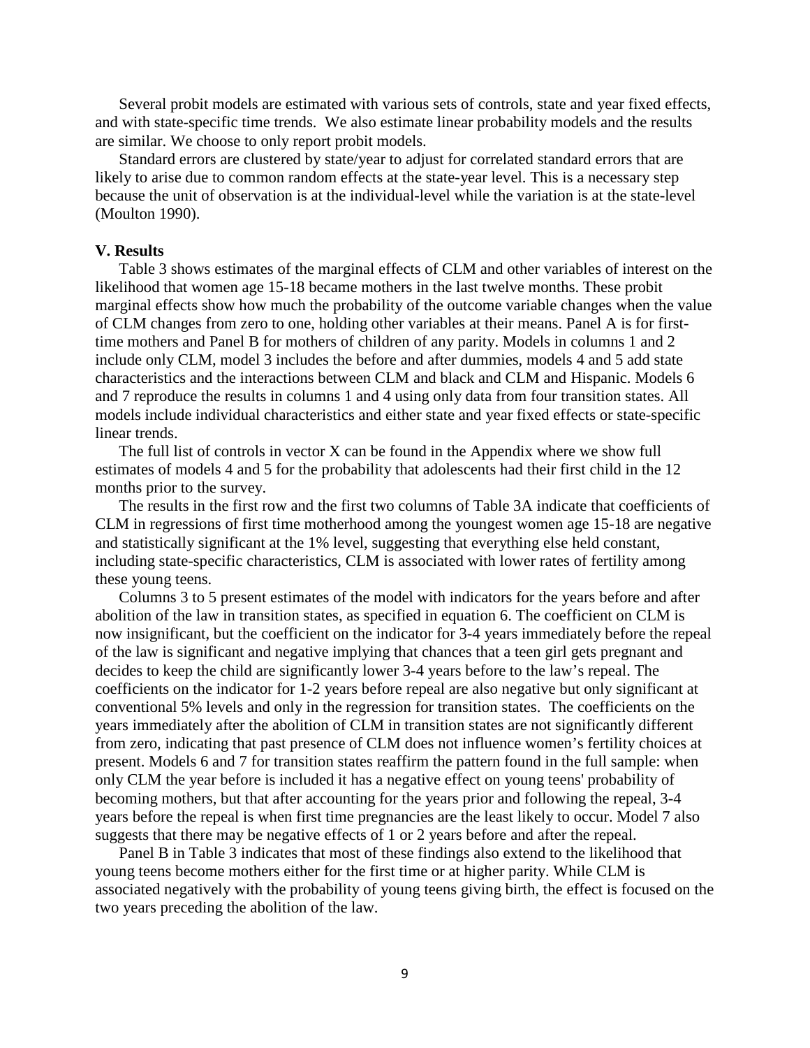Several probit models are estimated with various sets of controls, state and year fixed effects, and with state-specific time trends. We also estimate linear probability models and the results are similar. We choose to only report probit models.

Standard errors are clustered by state/year to adjust for correlated standard errors that are likely to arise due to common random effects at the state-year level. This is a necessary step because the unit of observation is at the individual-level while the variation is at the state-level (Moulton 1990).

## V. Results

Table 3 shows estimates of the marginal effects of CLM and other variables of interest on the likelihood that women age 15-18 became mothers in the last twelve months. These probit marginal effects show how much the probability of the outcome variable changes when the value of CLM changes from zero to one, holding other variables at their means. Panel A is for first-time mothers and Panel B for mothers of children of any parity. Models in columns 1 and 2 include only CLM, model 3 includes the before and after dummies, models 4 and 5 add state characteristics and the interactions between CLM and black and CLM and Hispanic. Models 6 and 7 reproduce the results in columns 1 and 4 using only data from four transition states. All models include individual characteristics and either state and year fixed effects or state-specific linear trends.

The full list of controls in vector X can be found in the Appendix where we show full estimates of models 4 and 5 for the probability that adolescents had their first child in the 12 months prior to the survey.

The results in the first row and the first two columns of Table 3A indicate that coefficients of CLM in regressions of first time motherhood among the youngest women age 15-18 are negative and statistically significant at the 1% level, suggesting that everything else held constant, including state-specific characteristics, CLM is associated with lower rates of fertility among these young teens.

Columns 3 to 5 present estimates of the model with indicators for the years before and after abolition of the law in transition states, as specified in equation 6. The coefficient on CLM is now insignificant, but the coefficient on the indicator for 3-4 years immediately before the repeal of the law is significant and negative implying that chances that a teen girl gets pregnant and decides to keep the child are significantly lower 3-4 years before to the law's repeal. The coefficients on the indicator for 1-2 years before repeal are also negative but only significant at conventional 5% levels and only in the regression for transition states. The coefficients on the years immediately after the abolition of CLM in transition states are not significantly different from zero, indicating that past presence of CLM does not influence women's fertility choices at present. Models 6 and 7 for transition states reaffirm the pattern found in the full sample: when only CLM the year before is included it has a negative effect on young teens' probability of becoming mothers, but that after accounting for the years prior and following the repeal, 3-4 years before the repeal is when first time pregnancies are the least likely to occur. Model 7 also suggests that there may be negative effects of 1 or 2 years before and after the repeal.

Panel B in Table 3 indicates that most of these findings also extend to the likelihood that young teens become mothers either for the first time or at higher parity. While CLM is associated negatively with the probability of young teens giving birth, the effect is focused on the two years preceding the abolition of the law.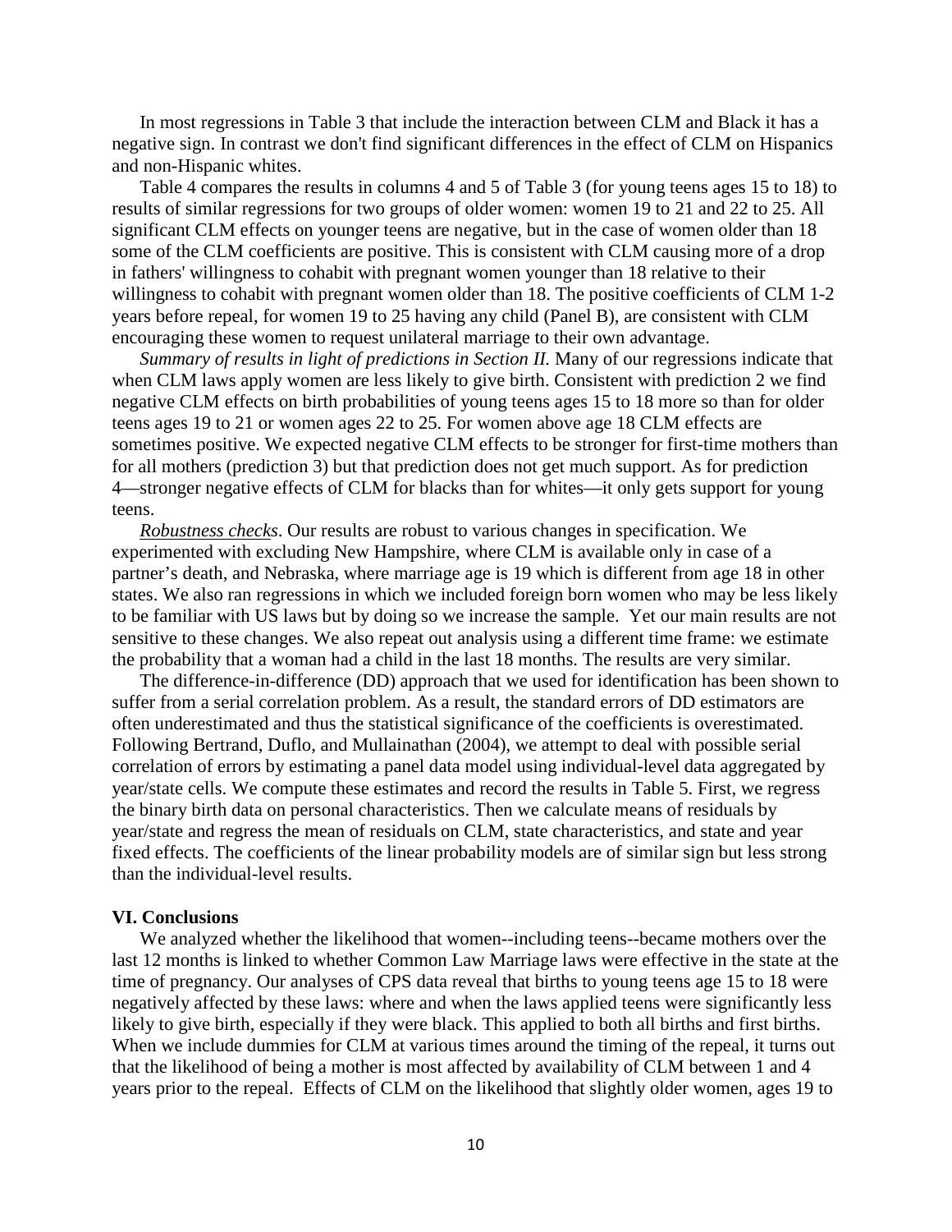In most regressions in Table 3 that include the interaction between CLM and Black it has a negative sign. In contrast we don't find significant differences in the effect of CLM on Hispanics and non-Hispanic whites.

Table 4 compares the results in columns 4 and 5 of Table 3 (for young teens ages 15 to 18) to results of similar regressions for two groups of older women: women 19 to 21 and 22 to 25. All significant CLM effects on younger teens are negative, but in the case of women older than 18 some of the CLM coefficients are positive. This is consistent with CLM causing more of a drop in fathers' willingness to cohabit with pregnant women younger than 18 relative to their willingness to cohabit with pregnant women older than 18. The positive coefficients of CLM 1-2 years before repeal, for women 19 to 25 having any child (Panel B), are consistent with CLM encouraging these women to request unilateral marriage to their own advantage.

*Summary of results in light of predictions in Section II.* Many of our regressions indicate that when CLM laws apply women are less likely to give birth. Consistent with prediction 2 we find negative CLM effects on birth probabilities of young teens ages 15 to 18 more so than for older teens ages 19 to 21 or women ages 22 to 25. For women above age 18 CLM effects are sometimes positive. We expected negative CLM effects to be stronger for first-time mothers than for all mothers (prediction 3) but that prediction does not get much support. As for prediction 4—stronger negative effects of CLM for blacks than for whites—it only gets support for young teens.

*Robustness checks*. Our results are robust to various changes in specification. We experimented with excluding New Hampshire, where CLM is available only in case of a partner's death, and Nebraska, where marriage age is 19 which is different from age 18 in other states. We also ran regressions in which we included foreign born women who may be less likely to be familiar with US laws but by doing so we increase the sample. Yet our main results are not sensitive to these changes. We also repeat out analysis using a different time frame: we estimate the probability that a woman had a child in the last 18 months. The results are very similar.

The difference-in-difference (DD) approach that we used for identification has been shown to suffer from a serial correlation problem. As a result, the standard errors of DD estimators are often underestimated and thus the statistical significance of the coefficients is overestimated. Following Bertrand, Duflo, and Mullainathan (2004), we attempt to deal with possible serial correlation of errors by estimating a panel data model using individual-level data aggregated by year/state cells. We compute these estimates and record the results in Table 5. First, we regress the binary birth data on personal characteristics. Then we calculate means of residuals by year/state and regress the mean of residuals on CLM, state characteristics, and state and year fixed effects. The coefficients of the linear probability models are of similar sign but less strong than the individual-level results.

## VI. Conclusions

We analyzed whether the likelihood that women--including teens--became mothers over the last 12 months is linked to whether Common Law Marriage laws were effective in the state at the time of pregnancy. Our analyses of CPS data reveal that births to young teens age 15 to 18 were negatively affected by these laws: where and when the laws applied teens were significantly less likely to give birth, especially if they were black. This applied to both all births and first births. When we include dummies for CLM at various times around the timing of the repeal, it turns out that the likelihood of being a mother is most affected by availability of CLM between 1 and 4 years prior to the repeal. Effects of CLM on the likelihood that slightly older women, ages 19 to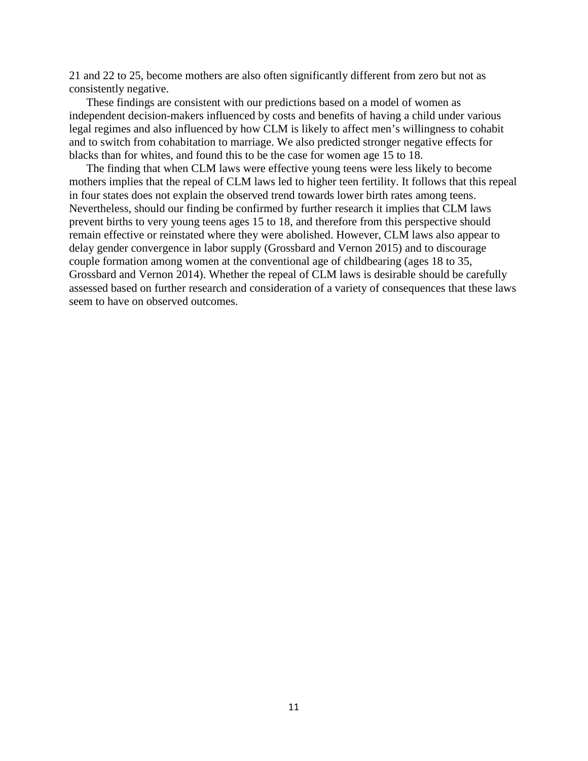21 and 22 to 25, become mothers are also often significantly different from zero but not as consistently negative.

These findings are consistent with our predictions based on a model of women as independent decision-makers influenced by costs and benefits of having a child under various legal regimes and also influenced by how CLM is likely to affect men's willingness to cohabit and to switch from cohabitation to marriage. We also predicted stronger negative effects for blacks than for whites, and found this to be the case for women age 15 to 18.

The finding that when CLM laws were effective young teens were less likely to become mothers implies that the repeal of CLM laws led to higher teen fertility. It follows that this repeal in four states does not explain the observed trend towards lower birth rates among teens. Nevertheless, should our finding be confirmed by further research it implies that CLM laws prevent births to very young teens ages 15 to 18, and therefore from this perspective should remain effective or reinstated where they were abolished. However, CLM laws also appear to delay gender convergence in labor supply (Grossbard and Vernon 2015) and to discourage couple formation among women at the conventional age of childbearing (ages 18 to 35, Grossbard and Vernon 2014). Whether the repeal of CLM laws is desirable should be carefully assessed based on further research and consideration of a variety of consequences that these laws seem to have on observed outcomes.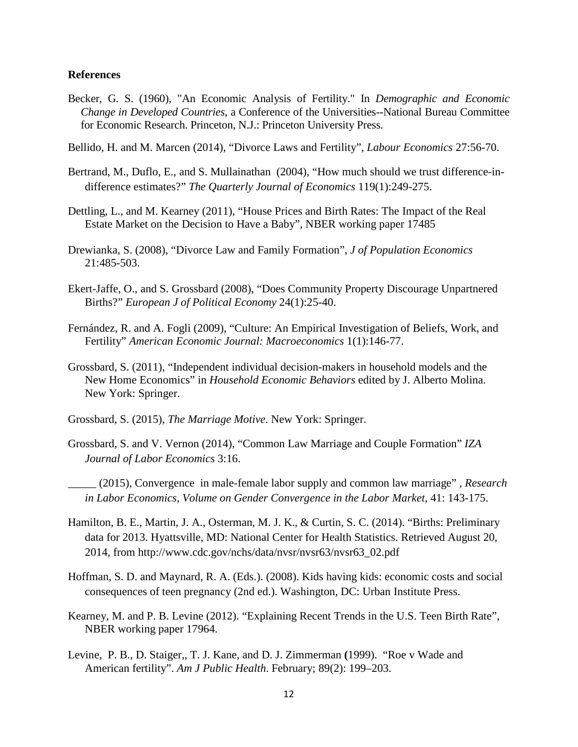**References**

Becker, G. S. (1960), "An Economic Analysis of Fertility." In *Demographic and Economic Change in Developed Countries*, a Conference of the Universities--National Bureau Committee for Economic Research. Princeton, N.J.: Princeton University Press.

Bellido, H. and M. Marcen (2014), "Divorce Laws and Fertility", *Labour Economics* 27:56-70.

Bertrand, M., Duflo, E., and S. Mullainathan (2004), "How much should we trust difference-in-difference estimates?" *The Quarterly Journal of Economics* 119(1):249-275.

Dettling, L., and M. Kearney (2011), "House Prices and Birth Rates: The Impact of the Real Estate Market on the Decision to Have a Baby", NBER working paper 17485

Drewianka, S. (2008), "Divorce Law and Family Formation", *J of Population Economics* 21:485-503.

Ekert-Jaffe, O., and S. Grossbard (2008), "Does Community Property Discourage Unpartnered Births?" *European J of Political Economy* 24(1):25-40.

Fernández, R. and A. Fogli (2009), "Culture: An Empirical Investigation of Beliefs, Work, and Fertility" *American Economic Journal: Macroeconomics* 1(1):146-77.

Grossbard, S. (2011), "Independent individual decision-makers in household models and the New Home Economics" in *Household Economic Behaviors* edited by J. Alberto Molina. New York: Springer.

Grossbard, S. (2015), *The Marriage Motive*. New York: Springer.

Grossbard, S. and V. Vernon (2014), "Common Law Marriage and Couple Formation" *IZA Journal of Labor Economics* 3:16.

_____ (2015), Convergence in male-female labor supply and common law marriage" , *Research in Labor Economics*, *Volume on Gender Convergence in the Labor Market*, 41: 143-175.

Hamilton, B. E., Martin, J. A., Osterman, M. J. K., & Curtin, S. C. (2014). "Births: Preliminary data for 2013. Hyattsville, MD: National Center for Health Statistics. Retrieved August 20, 2014, from http://www.cdc.gov/nchs/data/nvsr/nvsr63/nvsr63_02.pdf

Hoffman, S. D. and Maynard, R. A. (Eds.). (2008). Kids having kids: economic costs and social consequences of teen pregnancy (2nd ed.). Washington, DC: Urban Institute Press.

Kearney, M. and P. B. Levine (2012). "Explaining Recent Trends in the U.S. Teen Birth Rate", NBER working paper 17964.

Levine, P. B., D. Staiger,, T. J. Kane, and D. J. Zimmerman **(**1999). "Roe v Wade and American fertility". *Am J Public Health*. February; 89(2): 199–203.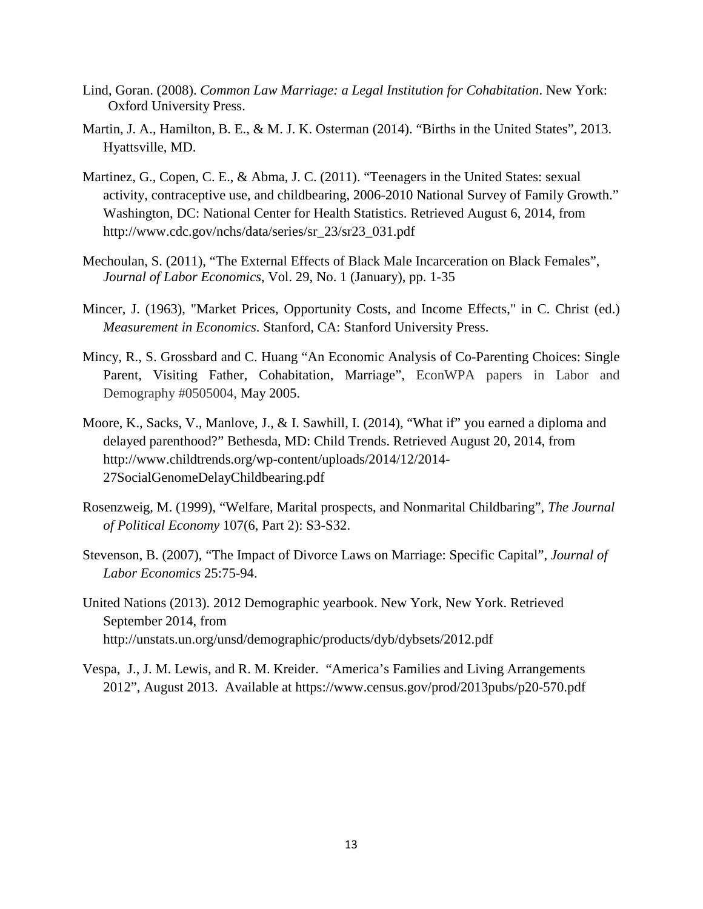Lind, Goran. (2008). *Common Law Marriage: a Legal Institution for Cohabitation*. New York: Oxford University Press.

Martin, J. A., Hamilton, B. E., & M. J. K. Osterman (2014). "Births in the United States", 2013. Hyattsville, MD.

Martinez, G., Copen, C. E., & Abma, J. C. (2011). "Teenagers in the United States: sexual activity, contraceptive use, and childbearing, 2006-2010 National Survey of Family Growth." Washington, DC: National Center for Health Statistics. Retrieved August 6, 2014, from http://www.cdc.gov/nchs/data/series/sr_23/sr23_031.pdf

Mechoulan, S. (2011), "The External Effects of Black Male Incarceration on Black Females", *Journal of Labor Economics*, Vol. 29, No. 1 (January), pp. 1-35

Mincer, J. (1963), "Market Prices, Opportunity Costs, and Income Effects," in C. Christ (ed.) *Measurement in Economics*. Stanford, CA: Stanford University Press.

Mincy, R., S. Grossbard and C. Huang "An Economic Analysis of Co-Parenting Choices: Single Parent, Visiting Father, Cohabitation, Marriage", EconWPA papers in Labor and Demography #0505004, May 2005.

Moore, K., Sacks, V., Manlove, J., & I. Sawhill, I. (2014), "What if" you earned a diploma and delayed parenthood?" Bethesda, MD: Child Trends. Retrieved August 20, 2014, from http://www.childtrends.org/wp-content/uploads/2014/12/2014-27SocialGenomeDelayChildbearing.pdf

Rosenzweig, M. (1999), "Welfare, Marital prospects, and Nonmarital Childbaring", *The Journal of Political Economy* 107(6, Part 2): S3-S32.

Stevenson, B. (2007), "The Impact of Divorce Laws on Marriage: Specific Capital", *Journal of Labor Economics* 25:75-94.

United Nations (2013). 2012 Demographic yearbook. New York, New York. Retrieved September 2014, from http://unstats.un.org/unsd/demographic/products/dyb/dybsets/2012.pdf

Vespa, J., J. M. Lewis, and R. M. Kreider. "America's Families and Living Arrangements 2012", August 2013. Available at https://www.census.gov/prod/2013pubs/p20-570.pdf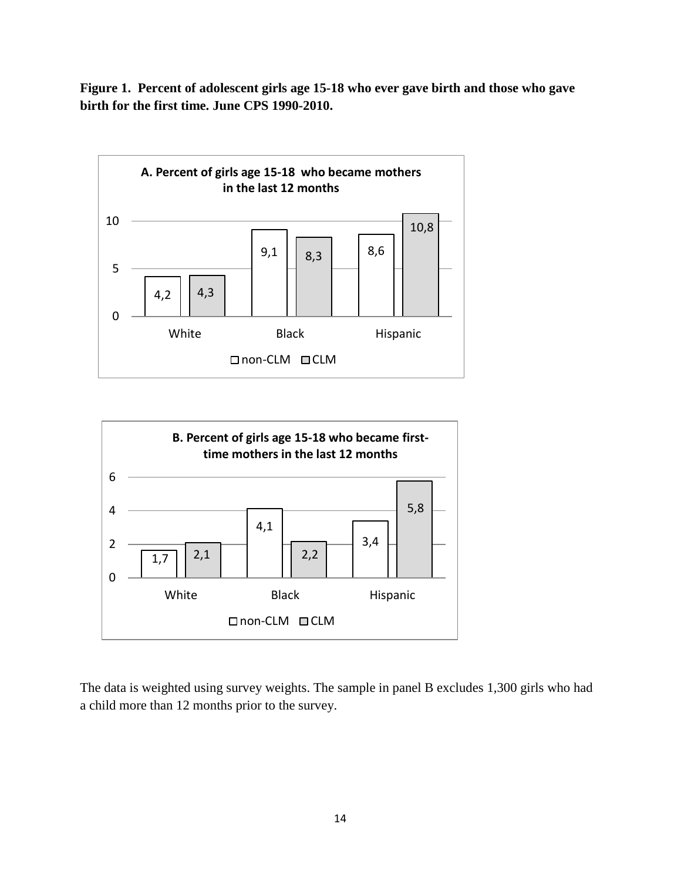**Figure 1. Percent of adolescent girls age 15-18 who ever gave birth and those who gave birth for the first time. June CPS 1990-2010.**

**A. Percent of girls age 15-18 who became mothers in the last 12 months**

| | non-CLM | CLM |
|---|---|---|
| White | 4,2 | 4,3 |
| Black | 9,1 | 8,3 |
| Hispanic | 8,6 | 10,8 |

**B. Percent of girls age 15-18 who became first-time mothers in the last 12 months**

| | non-CLM | CLM |
|---|---|---|
| White | 1,7 | 2,1 |
| Black | 4,1 | 2,2 |
| Hispanic | 3,4 | 5,8 |

The data is weighted using survey weights. The sample in panel B excludes 1,300 girls who had a child more than 12 months prior to the survey.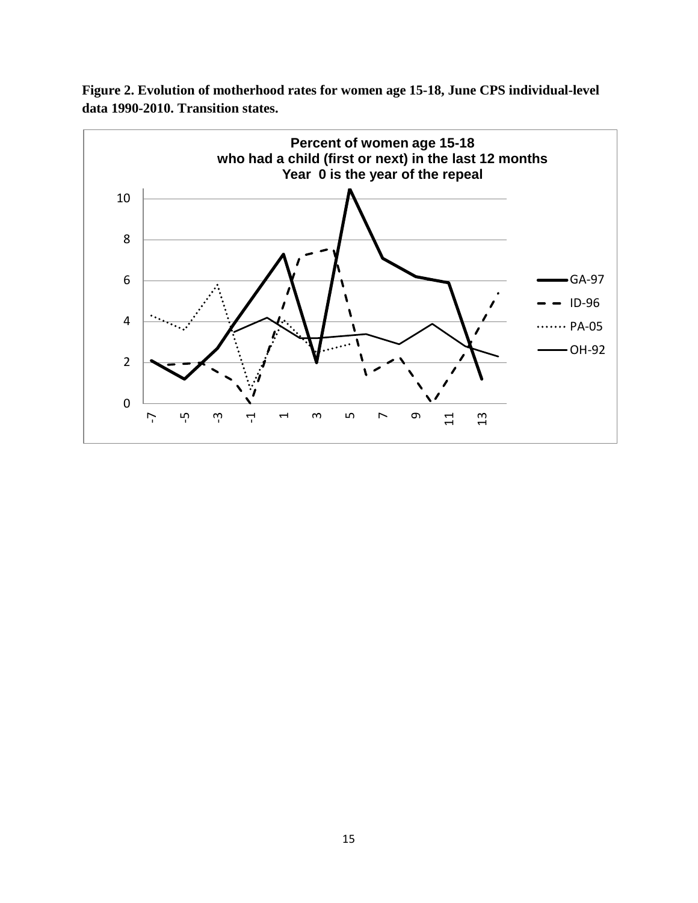**Figure 2. Evolution of motherhood rates for women age 15-18, June CPS individual-level data 1990-2010. Transition states.**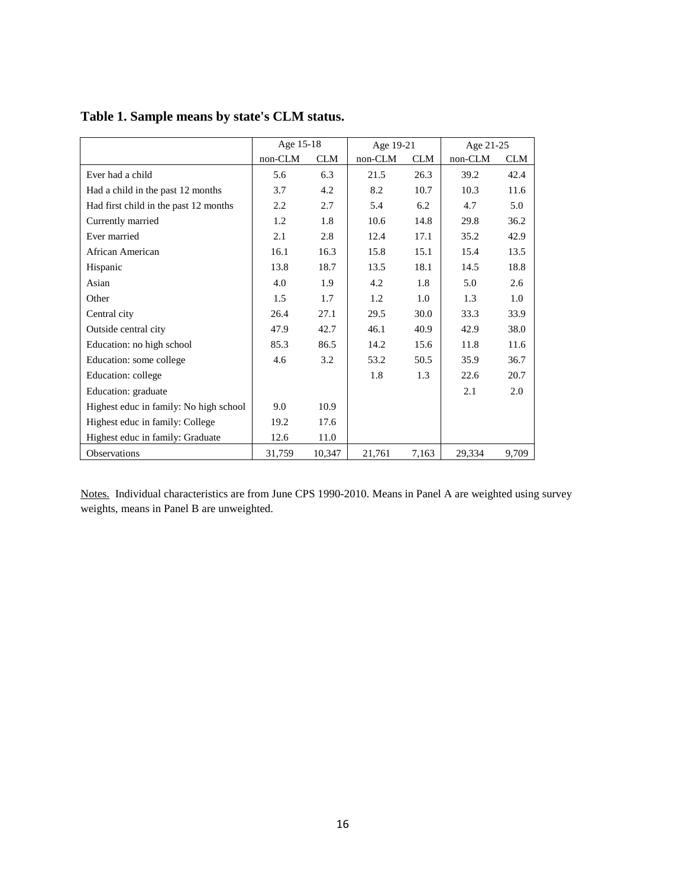**Table 1. Sample means by state's CLM status.**

| | Age 15-18 | | Age 19-21 | | Age 21-25 | |
|---|---|---|---|---|---|---|
| | non-CLM | CLM | non-CLM | CLM | non-CLM | CLM |
| Ever had a child | 5.6 | 6.3 | 21.5 | 26.3 | 39.2 | 42.4 |
| Had a child in the past 12 months | 3.7 | 4.2 | 8.2 | 10.7 | 10.3 | 11.6 |
| Had first child in the past 12 months | 2.2 | 2.7 | 5.4 | 6.2 | 4.7 | 5.0 |
| Currently married | 1.2 | 1.8 | 10.6 | 14.8 | 29.8 | 36.2 |
| Ever married | 2.1 | 2.8 | 12.4 | 17.1 | 35.2 | 42.9 |
| African American | 16.1 | 16.3 | 15.8 | 15.1 | 15.4 | 13.5 |
| Hispanic | 13.8 | 18.7 | 13.5 | 18.1 | 14.5 | 18.8 |
| Asian | 4.0 | 1.9 | 4.2 | 1.8 | 5.0 | 2.6 |
| Other | 1.5 | 1.7 | 1.2 | 1.0 | 1.3 | 1.0 |
| Central city | 26.4 | 27.1 | 29.5 | 30.0 | 33.3 | 33.9 |
| Outside central city | 47.9 | 42.7 | 46.1 | 40.9 | 42.9 | 38.0 |
| Education: no high school | 85.3 | 86.5 | 14.2 | 15.6 | 11.8 | 11.6 |
| Education: some college | 4.6 | 3.2 | 53.2 | 50.5 | 35.9 | 36.7 |
| Education: college | | | 1.8 | 1.3 | 22.6 | 20.7 |
| Education: graduate | | | | | 2.1 | 2.0 |
| Highest educ in family: No high school | 9.0 | 10.9 | | | | |
| Highest educ in family: College | 19.2 | 17.6 | | | | |
| Highest educ in family: Graduate | 12.6 | 11.0 | | | | |
| Observations | 31,759 | 10,347 | 21,761 | 7,163 | 29,334 | 9,709 |

Notes. Individual characteristics are from June CPS 1990-2010. Means in Panel A are weighted using survey weights, means in Panel B are unweighted.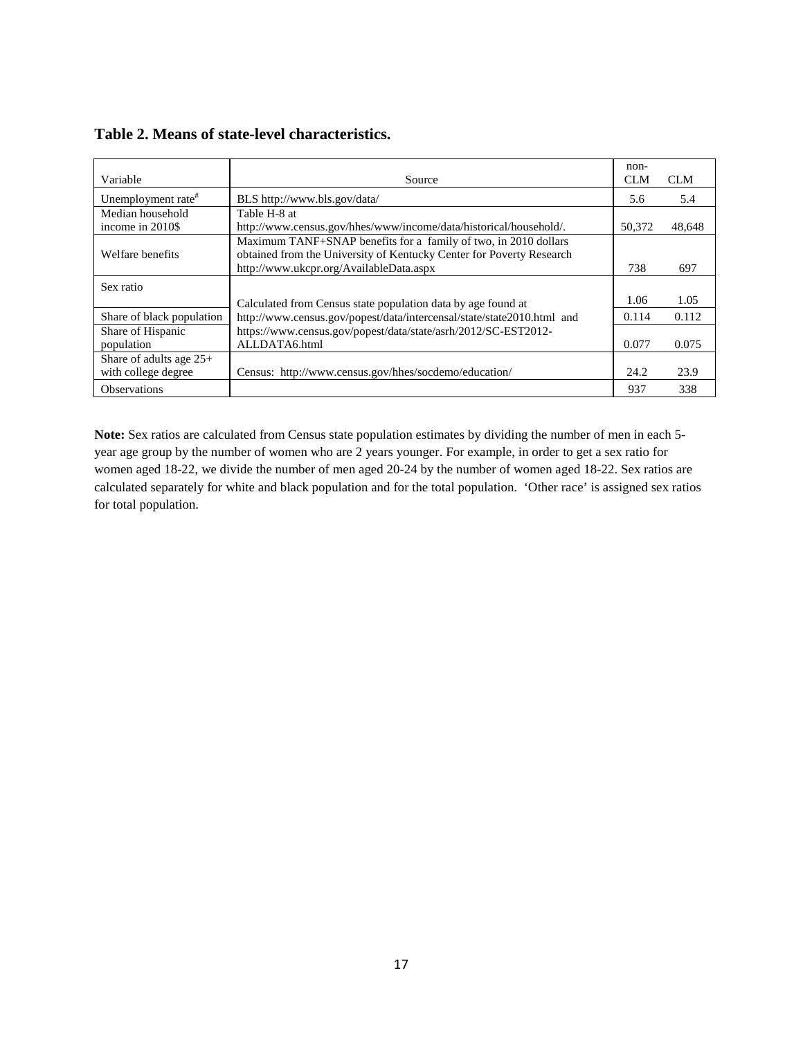**Table 2. Means of state-level characteristics.**

| Variable | Source | non-CLM | CLM |
|---|---|---|---|
| Unemployment rate[#] | BLS http://www.bls.gov/data/ | 5.6 | 5.4 |
| Median household income in 2010$ | Table H-8 at http://www.census.gov/hhes/www/income/data/historical/household/. | 50,372 | 48,648 |
| Welfare benefits | Maximum TANF+SNAP benefits for a family of two, in 2010 dollars obtained from the University of Kentucky Center for Poverty Research http://www.ukcpr.org/AvailableData.aspx | 738 | 697 |
| Sex ratio | Calculated from Census state population data by age found at http://www.census.gov/popest/data/intercensal/state/state2010.html and https://www.census.gov/popest/data/state/asrh/2012/SC-EST2012-ALLDATA6.html | 1.06 | 1.05 |
| Share of black population | | 0.114 | 0.112 |
| Share of Hispanic population | | 0.077 | 0.075 |
| Share of adults age 25+ with college degree | Census: http://www.census.gov/hhes/socdemo/education/ | 24.2 | 23.9 |
| Observations | | 937 | 338 |

**Note:** Sex ratios are calculated from Census state population estimates by dividing the number of men in each 5-year age group by the number of women who are 2 years younger. For example, in order to get a sex ratio for women aged 18-22, we divide the number of men aged 20-24 by the number of women aged 18-22. Sex ratios are calculated separately for white and black population and for the total population. 'Other race' is assigned sex ratios for total population.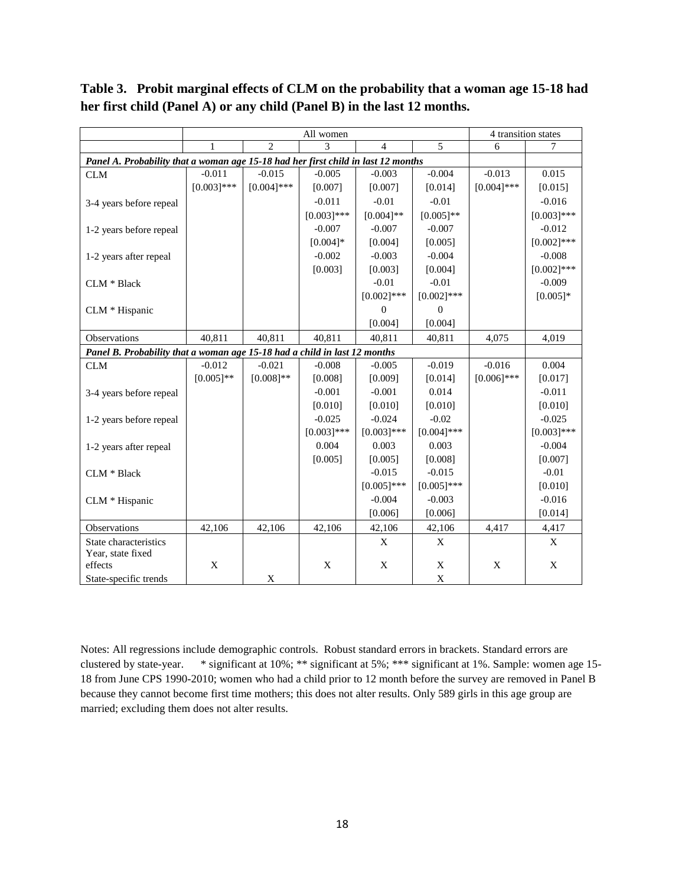**Table 3. Probit marginal effects of CLM on the probability that a woman age 15-18 had her first child (Panel A) or any child (Panel B) in the last 12 months.**

| | All women | | | | | 4 transition states | |
|---|---|---|---|---|---|---|---|
| | 1 | 2 | 3 | 4 | 5 | 6 | 7 |
| ***Panel A. Probability that a woman age 15-18 had her first child in last 12 months*** | | | | | | | |
| CLM | -0.011 | -0.015 | -0.005 | -0.003 | -0.004 | -0.013 | 0.015 |
| | [0.003]*** | [0.004]*** | [0.007] | [0.007] | [0.014] | [0.004]*** | [0.015] |
| 3-4 years before repeal | | | -0.011 | -0.01 | -0.01 | | -0.016 |
| | | | [0.003]*** | [0.004]** | [0.005]** | | [0.003]*** |
| 1-2 years before repeal | | | -0.007 | -0.007 | -0.007 | | -0.012 |
| | | | [0.004]* | [0.004] | [0.005] | | [0.002]*** |
| 1-2 years after repeal | | | -0.002 | -0.003 | -0.004 | | -0.008 |
| | | | [0.003] | [0.003] | [0.004] | | [0.002]*** |
| CLM * Black | | | | -0.01 | -0.01 | | -0.009 |
| | | | | [0.002]*** | [0.002]*** | | [0.005]* |
| CLM * Hispanic | | | | 0 | 0 | | |
| | | | | [0.004] | [0.004] | | |
| Observations | 40,811 | 40,811 | 40,811 | 40,811 | 40,811 | 4,075 | 4,019 |
| ***Panel B. Probability that a woman age 15-18 had a child in last 12 months*** | | | | | | | |
| CLM | -0.012 | -0.021 | -0.008 | -0.005 | -0.019 | -0.016 | 0.004 |
| | [0.005]** | [0.008]** | [0.008] | [0.009] | [0.014] | [0.006]*** | [0.017] |
| 3-4 years before repeal | | | -0.001 | -0.001 | 0.014 | | -0.011 |
| | | | [0.010] | [0.010] | [0.010] | | [0.010] |
| 1-2 years before repeal | | | -0.025 | -0.024 | -0.02 | | -0.025 |
| | | | [0.003]*** | [0.003]*** | [0.004]*** | | [0.003]*** |
| 1-2 years after repeal | | | 0.004 | 0.003 | 0.003 | | -0.004 |
| | | | [0.005] | [0.005] | [0.008] | | [0.007] |
| CLM * Black | | | | -0.015 | -0.015 | | -0.01 |
| | | | | [0.005]*** | [0.005]*** | | [0.010] |
| CLM * Hispanic | | | | -0.004 | -0.003 | | -0.016 |
| | | | | [0.006] | [0.006] | | [0.014] |
| Observations | 42,106 | 42,106 | 42,106 | 42,106 | 42,106 | 4,417 | 4,417 |
| State characteristics | | | | X | X | | X |
| Year, state fixed effects | X | | X | X | X | X | X |
| State-specific trends | | X | | | X | | |

Notes: All regressions include demographic controls. Robust standard errors in brackets. Standard errors are clustered by state-year. * significant at 10%; ** significant at 5%; *** significant at 1%. Sample: women age 15-18 from June CPS 1990-2010; women who had a child prior to 12 month before the survey are removed in Panel B because they cannot become first time mothers; this does not alter results. Only 589 girls in this age group are married; excluding them does not alter results.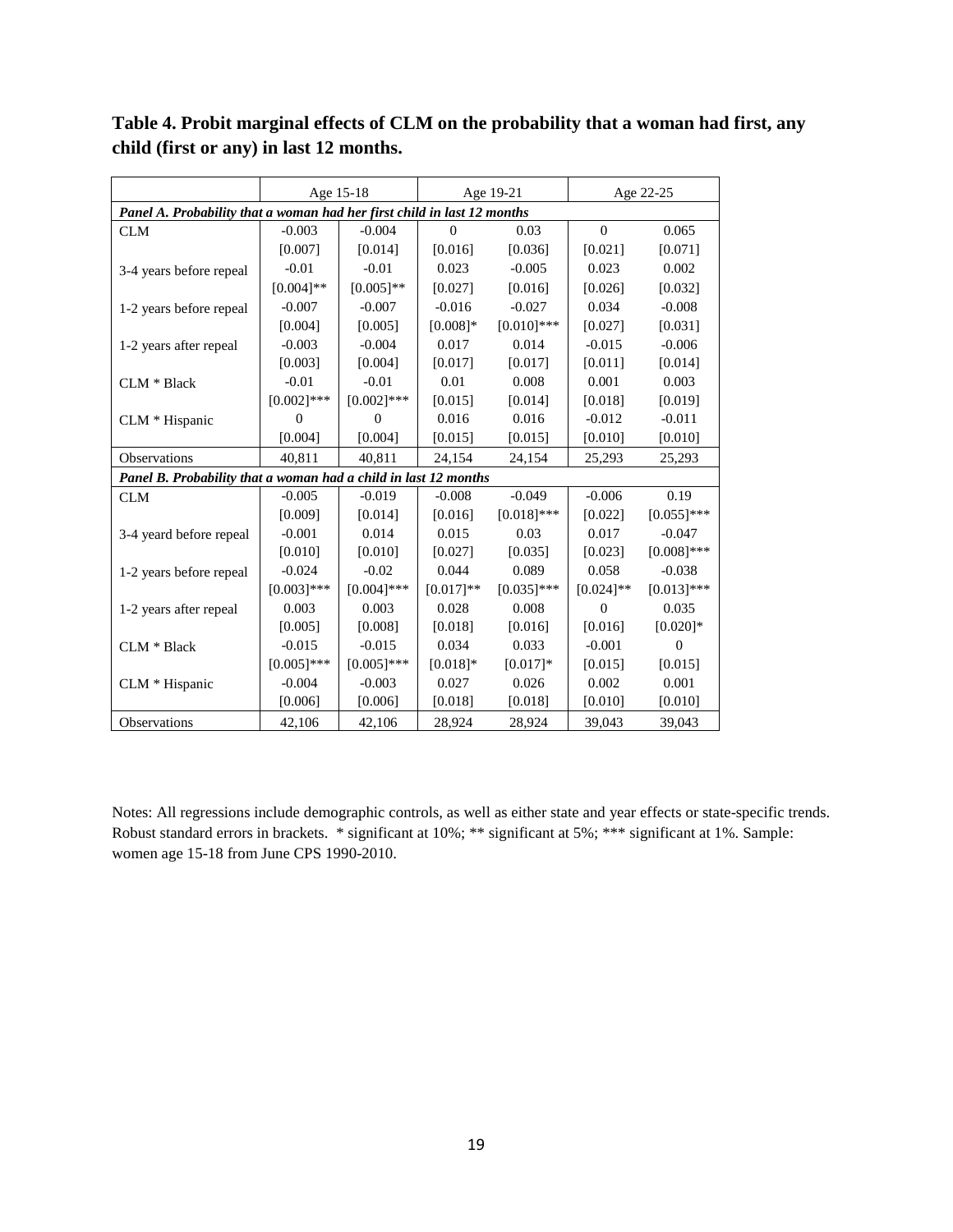**Table 4. Probit marginal effects of CLM on the probability that a woman had first, any child (first or any) in last 12 months.**

| | Age 15-18 | | Age 19-21 | | Age 22-25 | |
|---|---|---|---|---|---|---|
| ***Panel A. Probability that a woman had her first child in last 12 months*** | | | | | | |
| CLM | -0.003 | -0.004 | 0 | 0.03 | 0 | 0.065 |
| | [0.007] | [0.014] | [0.016] | [0.036] | [0.021] | [0.071] |
| 3-4 years before repeal | -0.01 | -0.01 | 0.023 | -0.005 | 0.023 | 0.002 |
| | [0.004]** | [0.005]** | [0.027] | [0.016] | [0.026] | [0.032] |
| 1-2 years before repeal | -0.007 | -0.007 | -0.016 | -0.027 | 0.034 | -0.008 |
| | [0.004] | [0.005] | [0.008]* | [0.010]*** | [0.027] | [0.031] |
| 1-2 years after repeal | -0.003 | -0.004 | 0.017 | 0.014 | -0.015 | -0.006 |
| | [0.003] | [0.004] | [0.017] | [0.017] | [0.011] | [0.014] |
| CLM * Black | -0.01 | -0.01 | 0.01 | 0.008 | 0.001 | 0.003 |
| | [0.002]*** | [0.002]*** | [0.015] | [0.014] | [0.018] | [0.019] |
| CLM * Hispanic | 0 | 0 | 0.016 | 0.016 | -0.012 | -0.011 |
| | [0.004] | [0.004] | [0.015] | [0.015] | [0.010] | [0.010] |
| Observations | 40,811 | 40,811 | 24,154 | 24,154 | 25,293 | 25,293 |
| ***Panel B. Probability that a woman had a child in last 12 months*** | | | | | | |
| CLM | -0.005 | -0.019 | -0.008 | -0.049 | -0.006 | 0.19 |
| | [0.009] | [0.014] | [0.016] | [0.018]*** | [0.022] | [0.055]*** |
| 3-4 yeard before repeal | -0.001 | 0.014 | 0.015 | 0.03 | 0.017 | -0.047 |
| | [0.010] | [0.010] | [0.027] | [0.035] | [0.023] | [0.008]*** |
| 1-2 years before repeal | -0.024 | -0.02 | 0.044 | 0.089 | 0.058 | -0.038 |
| | [0.003]*** | [0.004]*** | [0.017]** | [0.035]*** | [0.024]** | [0.013]*** |
| 1-2 years after repeal | 0.003 | 0.003 | 0.028 | 0.008 | 0 | 0.035 |
| | [0.005] | [0.008] | [0.018] | [0.016] | [0.016] | [0.020]* |
| CLM * Black | -0.015 | -0.015 | 0.034 | 0.033 | -0.001 | 0 |
| | [0.005]*** | [0.005]*** | [0.018]* | [0.017]* | [0.015] | [0.015] |
| CLM * Hispanic | -0.004 | -0.003 | 0.027 | 0.026 | 0.002 | 0.001 |
| | [0.006] | [0.006] | [0.018] | [0.018] | [0.010] | [0.010] |
| Observations | 42,106 | 42,106 | 28,924 | 28,924 | 39,043 | 39,043 |

Notes: All regressions include demographic controls, as well as either state and year effects or state-specific trends. Robust standard errors in brackets. * significant at 10%; ** significant at 5%; *** significant at 1%. Sample: women age 15-18 from June CPS 1990-2010.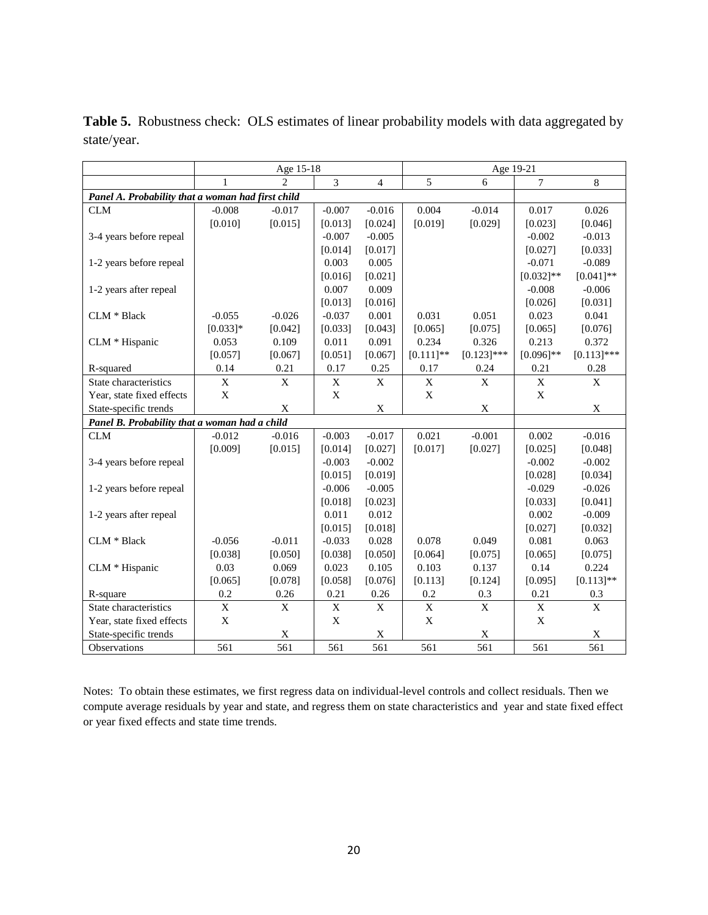**Table 5.** Robustness check: OLS estimates of linear probability models with data aggregated by state/year.

| | Age 15-18 | | | | Age 19-21 | | | |
|---|---|---|---|---|---|---|---|---|
| | 1 | 2 | 3 | 4 | 5 | 6 | 7 | 8 |
| ***Panel A. Probability that a woman had first child*** | | | | | | | | |
| CLM | -0.008 | -0.017 | -0.007 | -0.016 | 0.004 | -0.014 | 0.017 | 0.026 |
| | [0.010] | [0.015] | [0.013] | [0.024] | [0.019] | [0.029] | [0.023] | [0.046] |
| 3-4 years before repeal | | | -0.007 | -0.005 | | | -0.002 | -0.013 |
| | | | [0.014] | [0.017] | | | [0.027] | [0.033] |
| 1-2 years before repeal | | | 0.003 | 0.005 | | | -0.071 | -0.089 |
| | | | [0.016] | [0.021] | | | [0.032]** | [0.041]** |
| 1-2 years after repeal | | | 0.007 | 0.009 | | | -0.008 | -0.006 |
| | | | [0.013] | [0.016] | | | [0.026] | [0.031] |
| CLM * Black | -0.055 | -0.026 | -0.037 | 0.001 | 0.031 | 0.051 | 0.023 | 0.041 |
| | [0.033]* | [0.042] | [0.033] | [0.043] | [0.065] | [0.075] | [0.065] | [0.076] |
| CLM * Hispanic | 0.053 | 0.109 | 0.011 | 0.091 | 0.234 | 0.326 | 0.213 | 0.372 |
| | [0.057] | [0.067] | [0.051] | [0.067] | [0.111]** | [0.123]*** | [0.096]** | [0.113]*** |
| R-squared | 0.14 | 0.21 | 0.17 | 0.25 | 0.17 | 0.24 | 0.21 | 0.28 |
| State characteristics | X | X | X | X | X | X | X | X |
| Year, state fixed effects | X | | X | | X | | X | |
| State-specific trends | | X | | X | | X | | X |
| ***Panel B. Probability that a woman had a child*** | | | | | | | | |
| CLM | -0.012 | -0.016 | -0.003 | -0.017 | 0.021 | -0.001 | 0.002 | -0.016 |
| | [0.009] | [0.015] | [0.014] | [0.027] | [0.017] | [0.027] | [0.025] | [0.048] |
| 3-4 years before repeal | | | -0.003 | -0.002 | | | -0.002 | -0.002 |
| | | | [0.015] | [0.019] | | | [0.028] | [0.034] |
| 1-2 years before repeal | | | -0.006 | -0.005 | | | -0.029 | -0.026 |
| | | | [0.018] | [0.023] | | | [0.033] | [0.041] |
| 1-2 years after repeal | | | 0.011 | 0.012 | | | 0.002 | -0.009 |
| | | | [0.015] | [0.018] | | | [0.027] | [0.032] |
| CLM * Black | -0.056 | -0.011 | -0.033 | 0.028 | 0.078 | 0.049 | 0.081 | 0.063 |
| | [0.038] | [0.050] | [0.038] | [0.050] | [0.064] | [0.075] | [0.065] | [0.075] |
| CLM * Hispanic | 0.03 | 0.069 | 0.023 | 0.105 | 0.103 | 0.137 | 0.14 | 0.224 |
| | [0.065] | [0.078] | [0.058] | [0.076] | [0.113] | [0.124] | [0.095] | [0.113]** |
| R-square | 0.2 | 0.26 | 0.21 | 0.26 | 0.2 | 0.3 | 0.21 | 0.3 |
| State characteristics | X | X | X | X | X | X | X | X |
| Year, state fixed effects | X | | X | | X | | X | |
| State-specific trends | | X | | X | | X | | X |
| Observations | 561 | 561 | 561 | 561 | 561 | 561 | 561 | 561 |

Notes: To obtain these estimates, we first regress data on individual-level controls and collect residuals. Then we compute average residuals by year and state, and regress them on state characteristics and year and state fixed effect or year fixed effects and state time trends.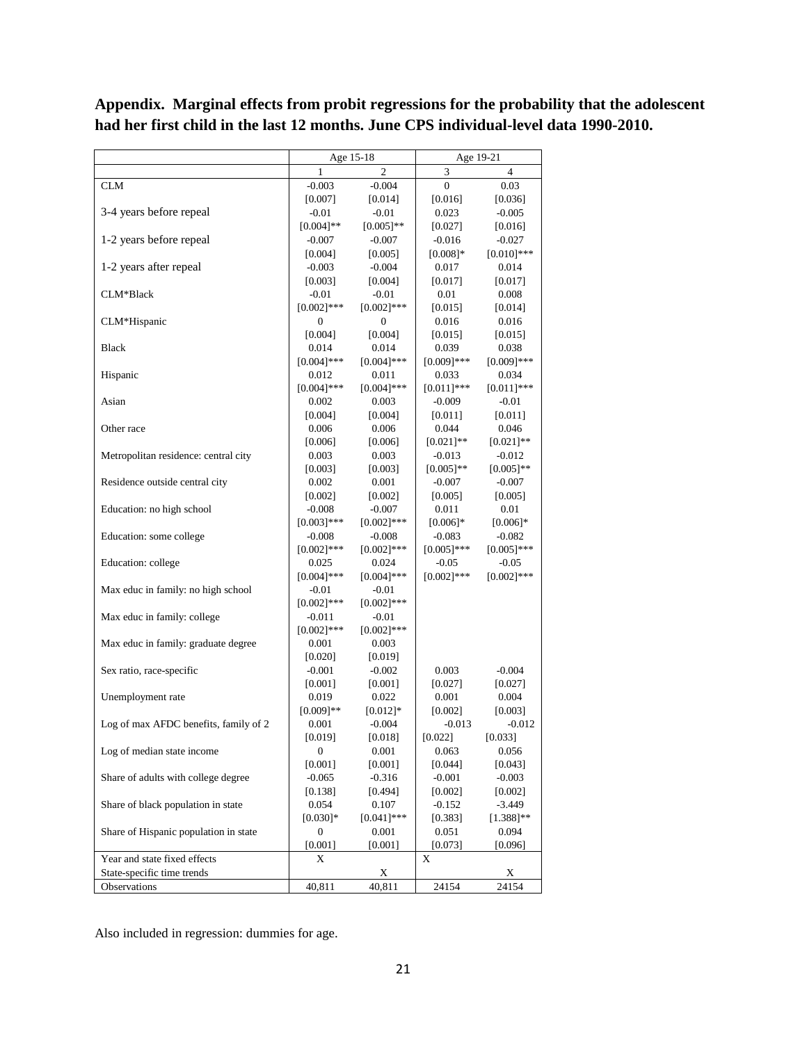**Appendix. Marginal effects from probit regressions for the probability that the adolescent had her first child in the last 12 months. June CPS individual-level data 1990-2010.**

| | Age 15-18 | | Age 19-21 | |
|---|---|---|---|---|
| | 1 | 2 | 3 | 4 |
| CLM | -0.003 | -0.004 | 0 | 0.03 |
| | [0.007] | [0.014] | [0.016] | [0.036] |
| 3-4 years before repeal | -0.01 | -0.01 | 0.023 | -0.005 |
| | [0.004]** | [0.005]** | [0.027] | [0.016] |
| 1-2 years before repeal | -0.007 | -0.007 | -0.016 | -0.027 |
| | [0.004] | [0.005] | [0.008]* | [0.010]*** |
| 1-2 years after repeal | -0.003 | -0.004 | 0.017 | 0.014 |
| | [0.003] | [0.004] | [0.017] | [0.017] |
| CLM*Black | -0.01 | -0.01 | 0.01 | 0.008 |
| | [0.002]*** | [0.002]*** | [0.015] | [0.014] |
| CLM*Hispanic | 0 | 0 | 0.016 | 0.016 |
| | [0.004] | [0.004] | [0.015] | [0.015] |
| Black | 0.014 | 0.014 | 0.039 | 0.038 |
| | [0.004]*** | [0.004]*** | [0.009]*** | [0.009]*** |
| Hispanic | 0.012 | 0.011 | 0.033 | 0.034 |
| | [0.004]*** | [0.004]*** | [0.011]*** | [0.011]*** |
| Asian | 0.002 | 0.003 | -0.009 | -0.01 |
| | [0.004] | [0.004] | [0.011] | [0.011] |
| Other race | 0.006 | 0.006 | 0.044 | 0.046 |
| | [0.006] | [0.006] | [0.021]** | [0.021]** |
| Metropolitan residence: central city | 0.003 | 0.003 | -0.013 | -0.012 |
| | [0.003] | [0.003] | [0.005]** | [0.005]** |
| Residence outside central city | 0.002 | 0.001 | -0.007 | -0.007 |
| | [0.002] | [0.002] | [0.005] | [0.005] |
| Education: no high school | -0.008 | -0.007 | 0.011 | 0.01 |
| | [0.003]*** | [0.002]*** | [0.006]* | [0.006]* |
| Education: some college | -0.008 | -0.008 | -0.083 | -0.082 |
| | [0.002]*** | [0.002]*** | [0.005]*** | [0.005]*** |
| Education: college | 0.025 | 0.024 | -0.05 | -0.05 |
| | [0.004]*** | [0.004]*** | [0.002]*** | [0.002]*** |
| Max educ in family: no high school | -0.01 | -0.01 | | |
| | [0.002]*** | [0.002]*** | | |
| Max educ in family: college | -0.011 | -0.01 | | |
| | [0.002]*** | [0.002]*** | | |
| Max educ in family: graduate degree | 0.001 | 0.003 | | |
| | [0.020] | [0.019] | | |
| Sex ratio, race-specific | -0.001 | -0.002 | 0.003 | -0.004 |
| | [0.001] | [0.001] | [0.027] | [0.027] |
| Unemployment rate | 0.019 | 0.022 | 0.001 | 0.004 |
| | [0.009]** | [0.012]* | [0.002] | [0.003] |
| Log of max AFDC benefits, family of 2 | 0.001 | -0.004 | -0.013 | -0.012 |
| | [0.019] | [0.018] | [0.022] | [0.033] |
| Log of median state income | 0 | 0.001 | 0.063 | 0.056 |
| | [0.001] | [0.001] | [0.044] | [0.043] |
| Share of adults with college degree | -0.065 | -0.316 | -0.001 | -0.003 |
| | [0.138] | [0.494] | [0.002] | [0.002] |
| Share of black population in state | 0.054 | 0.107 | -0.152 | -3.449 |
| | [0.030]* | [0.041]*** | [0.383] | [1.388]** |
| Share of Hispanic population in state | 0 | 0.001 | 0.051 | 0.094 |
| | [0.001] | [0.001] | [0.073] | [0.096] |
| Year and state fixed effects | X | | X | |
| State-specific time trends | | X | | X |
| Observations | 40,811 | 40,811 | 24154 | 24154 |

Also included in regression: dummies for age.